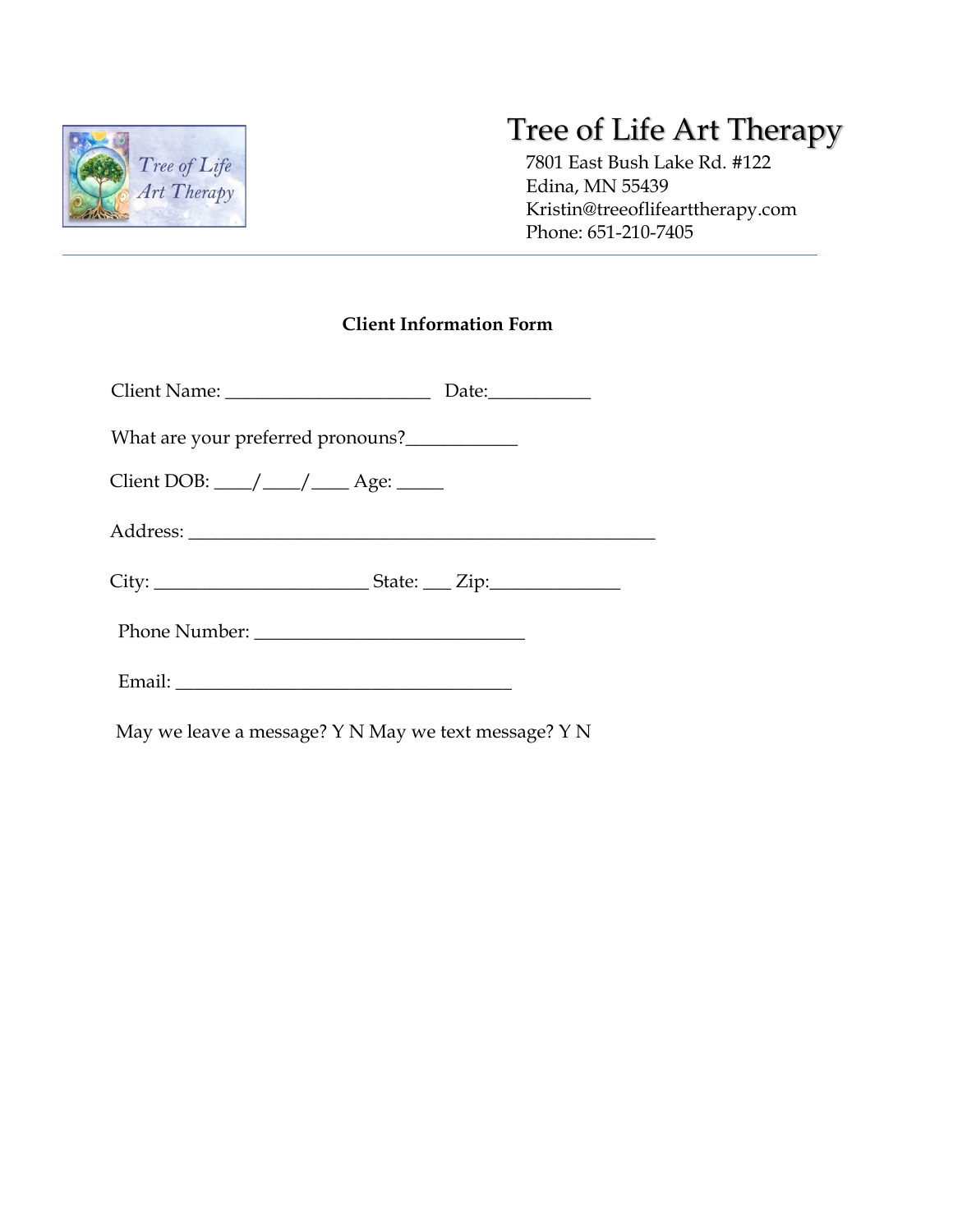# Tree of Life Art Therapy

7801 East Bush Lake Rd. #122
Edina, MN 55439
Kristin@treeoflifearttherapy.com
Phone: 651-210-7405

**Client Information Form**

Client Name: ______________________ Date:___________

What are your preferred pronouns?____________

Client DOB: ____/____/____ Age: _____

Address: __________________________________________________

City: _______________________ State: ___ Zip:______________

Phone Number: _____________________________

Email: ____________________________________

May we leave a message? Y N May we text message? Y N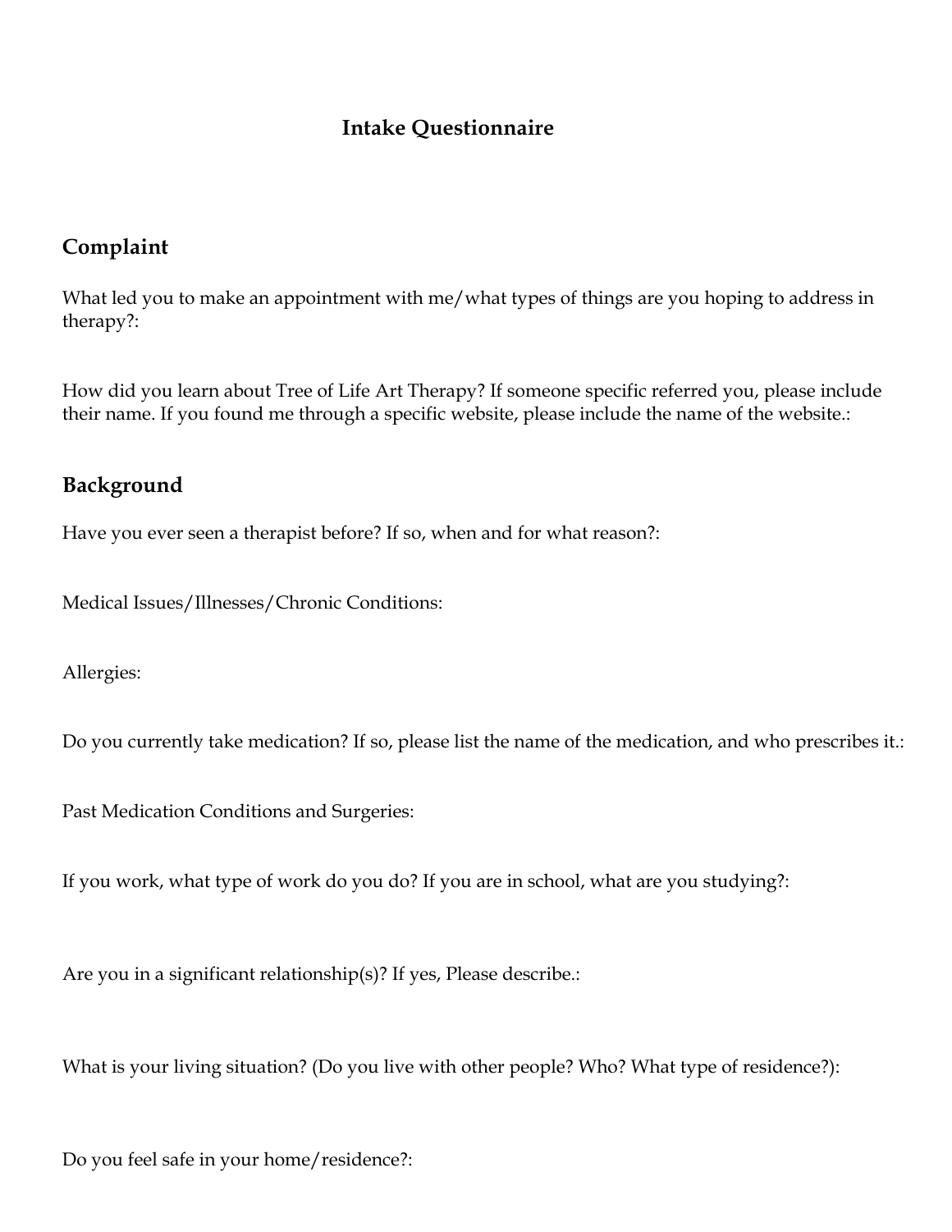# Intake Questionnaire

## Complaint

What led you to make an appointment with me/what types of things are you hoping to address in therapy?:

How did you learn about Tree of Life Art Therapy? If someone specific referred you, please include their name. If you found me through a specific website, please include the name of the website.:

## Background

Have you ever seen a therapist before? If so, when and for what reason?:

Medical Issues/Illnesses/Chronic Conditions:

Allergies:

Do you currently take medication? If so, please list the name of the medication, and who prescribes it.:

Past Medication Conditions and Surgeries:

If you work, what type of work do you do? If you are in school, what are you studying?:

Are you in a significant relationship(s)? If yes, Please describe.:

What is your living situation? (Do you live with other people? Who? What type of residence?):

Do you feel safe in your home/residence?: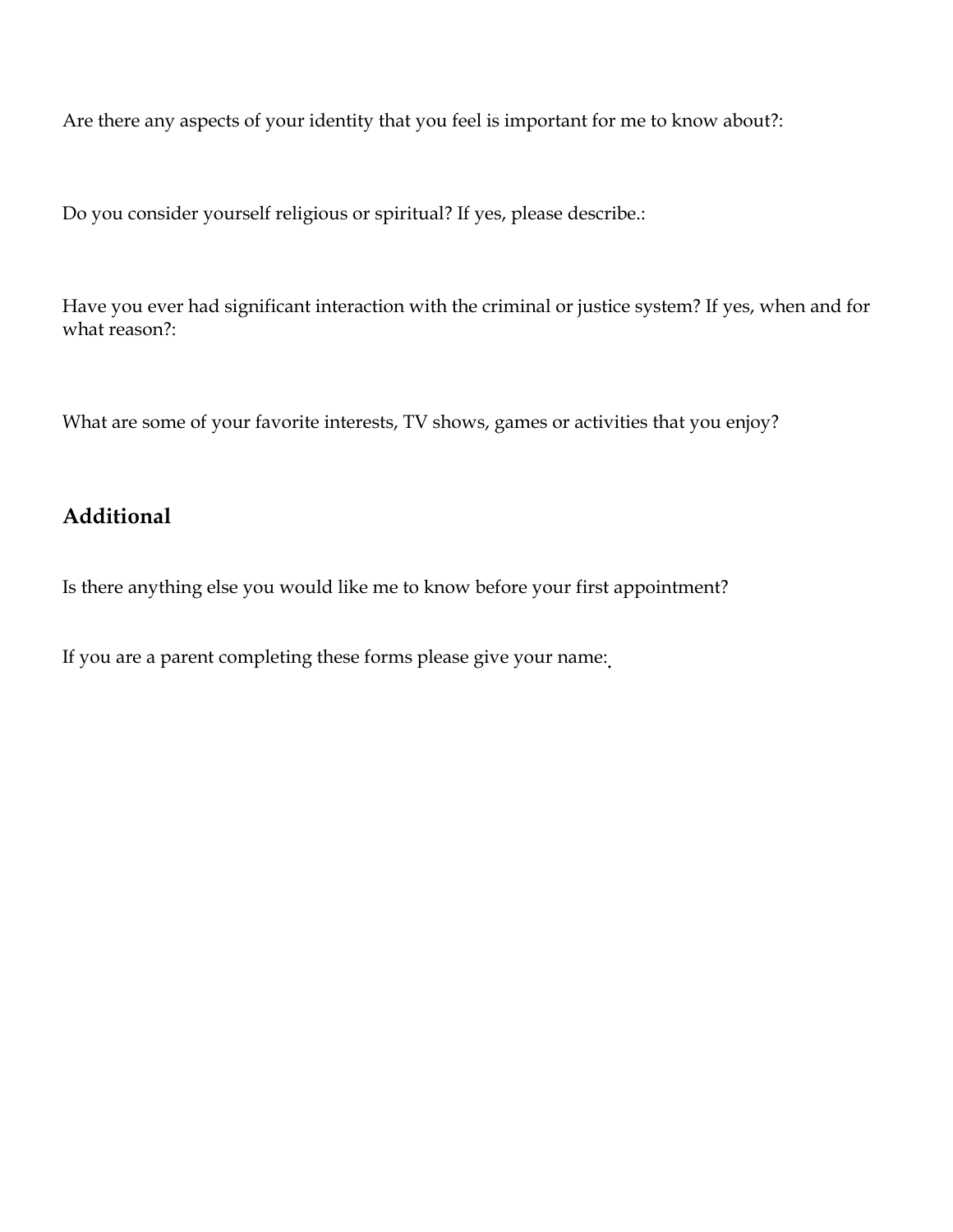Are there any aspects of your identity that you feel is important for me to know about?:

Do you consider yourself religious or spiritual? If yes, please describe.:

Have you ever had significant interaction with the criminal or justice system? If yes, when and for what reason?:

What are some of your favorite interests, TV shows, games or activities that you enjoy?

## Additional

Is there anything else you would like me to know before your first appointment?

If you are a parent completing these forms please give your name: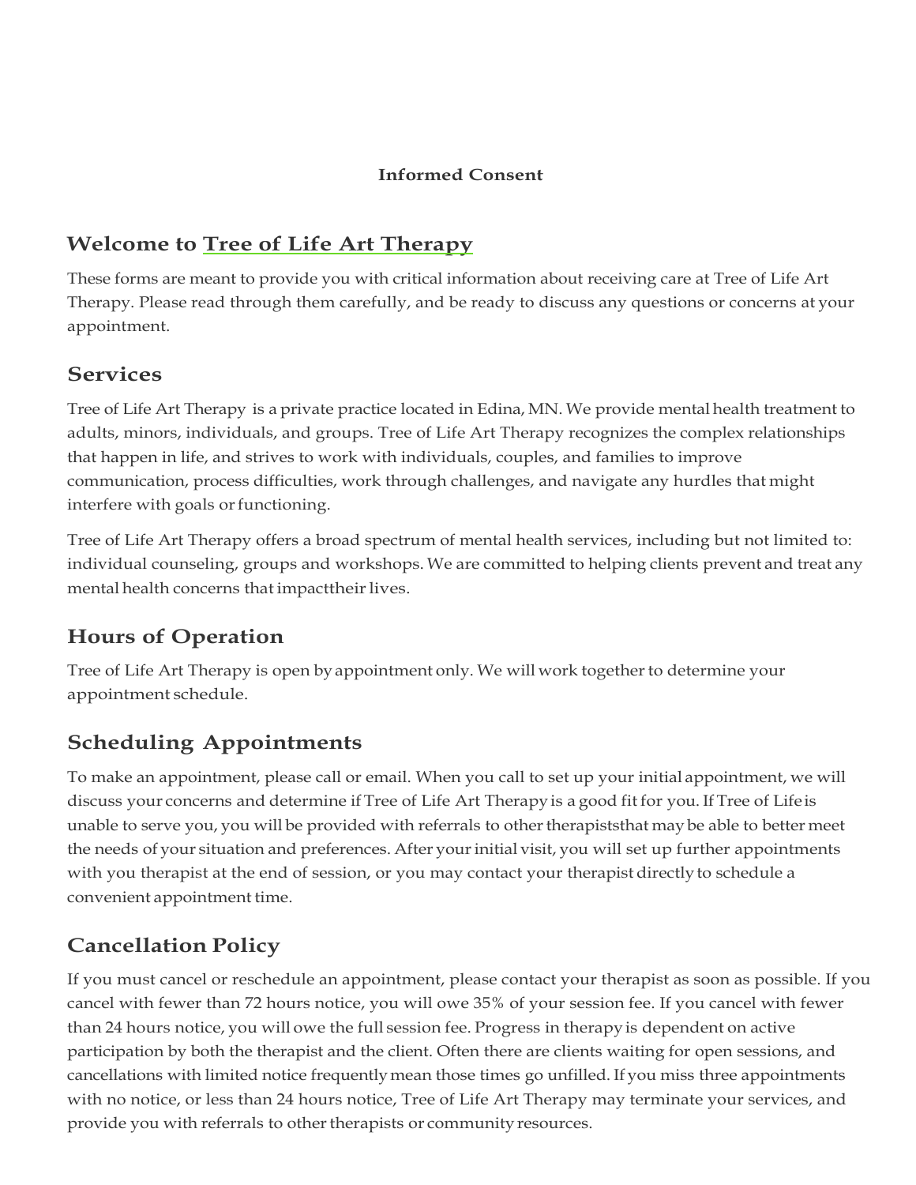**Informed Consent**

## Welcome to Tree of Life Art Therapy

These forms are meant to provide you with critical information about receiving care at Tree of Life Art Therapy. Please read through them carefully, and be ready to discuss any questions or concerns at your appointment.

## Services

Tree of Life Art Therapy is a private practice located in Edina, MN. We provide mental health treatment to adults, minors, individuals, and groups. Tree of Life Art Therapy recognizes the complex relationships that happen in life, and strives to work with individuals, couples, and families to improve communication, process difficulties, work through challenges, and navigate any hurdles that might interfere with goals or functioning.

Tree of Life Art Therapy offers a broad spectrum of mental health services, including but not limited to: individual counseling, groups and workshops. We are committed to helping clients prevent and treat any mental health concerns that impacttheir lives.

## Hours of Operation

Tree of Life Art Therapy is open by appointment only. We will work together to determine your appointment schedule.

## Scheduling Appointments

To make an appointment, please call or email. When you call to set up your initial appointment, we will discuss your concerns and determine if Tree of Life Art Therapy is a good fit for you. If Tree of Life is unable to serve you, you will be provided with referrals to other therapiststhat may be able to better meet the needs of your situation and preferences. After your initial visit, you will set up further appointments with you therapist at the end of session, or you may contact your therapist directly to schedule a convenient appointment time.

## Cancellation Policy

If you must cancel or reschedule an appointment, please contact your therapist as soon as possible. If you cancel with fewer than 72 hours notice, you will owe 35% of your session fee. If you cancel with fewer than 24 hours notice, you will owe the full session fee. Progress in therapy is dependent on active participation by both the therapist and the client. Often there are clients waiting for open sessions, and cancellations with limited notice frequently mean those times go unfilled. If you miss three appointments with no notice, or less than 24 hours notice, Tree of Life Art Therapy may terminate your services, and provide you with referrals to other therapists or community resources.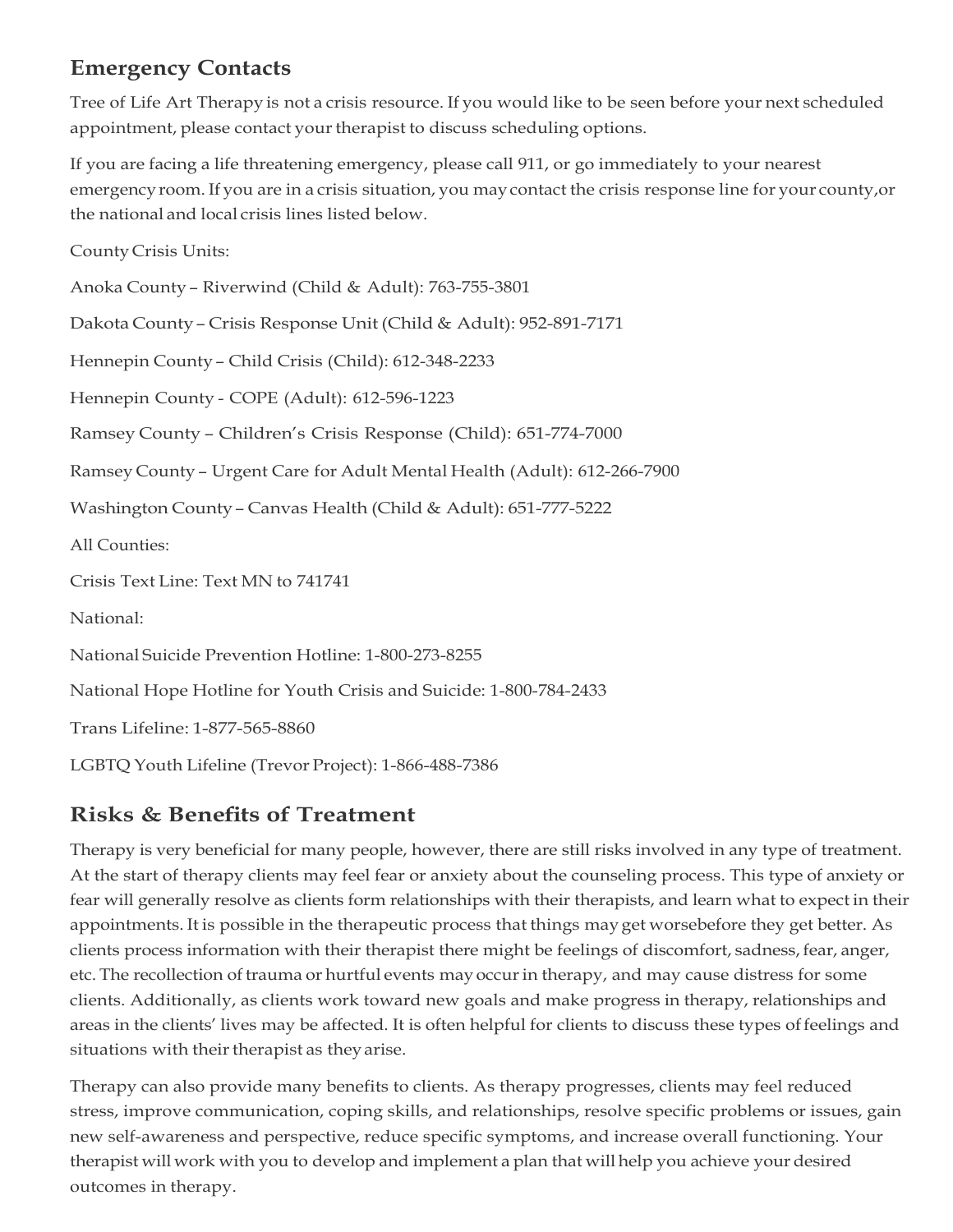## Emergency Contacts

Tree of Life Art Therapy is not a crisis resource. If you would like to be seen before your next scheduled appointment, please contact your therapist to discuss scheduling options.

If you are facing a life threatening emergency, please call 911, or go immediately to your nearest emergency room. If you are in a crisis situation, you may contact the crisis response line for your county,or the national and local crisis lines listed below.

County Crisis Units:

Anoka County – Riverwind (Child & Adult): 763-755-3801

Dakota County – Crisis Response Unit (Child & Adult): 952-891-7171

Hennepin County – Child Crisis (Child): 612-348-2233

Hennepin County - COPE (Adult): 612-596-1223

Ramsey County – Children's Crisis Response (Child): 651-774-7000

Ramsey County – Urgent Care for Adult Mental Health (Adult): 612-266-7900

Washington County – Canvas Health (Child & Adult): 651-777-5222

All Counties:

Crisis Text Line: Text MN to 741741

National:

National Suicide Prevention Hotline: 1-800-273-8255

National Hope Hotline for Youth Crisis and Suicide: 1-800-784-2433

Trans Lifeline: 1-877-565-8860

LGBTQ Youth Lifeline (Trevor Project): 1-866-488-7386

## Risks & Benefits of Treatment

Therapy is very beneficial for many people, however, there are still risks involved in any type of treatment. At the start of therapy clients may feel fear or anxiety about the counseling process. This type of anxiety or fear will generally resolve as clients form relationships with their therapists, and learn what to expect in their appointments. It is possible in the therapeutic process that things may get worsebefore they get better. As clients process information with their therapist there might be feelings of discomfort, sadness, fear, anger, etc. The recollection of trauma or hurtful events may occur in therapy, and may cause distress for some clients. Additionally, as clients work toward new goals and make progress in therapy, relationships and areas in the clients' lives may be affected. It is often helpful for clients to discuss these types of feelings and situations with their therapist as they arise.

Therapy can also provide many benefits to clients. As therapy progresses, clients may feel reduced stress, improve communication, coping skills, and relationships, resolve specific problems or issues, gain new self-awareness and perspective, reduce specific symptoms, and increase overall functioning. Your therapist will work with you to develop and implement a plan that will help you achieve your desired outcomes in therapy.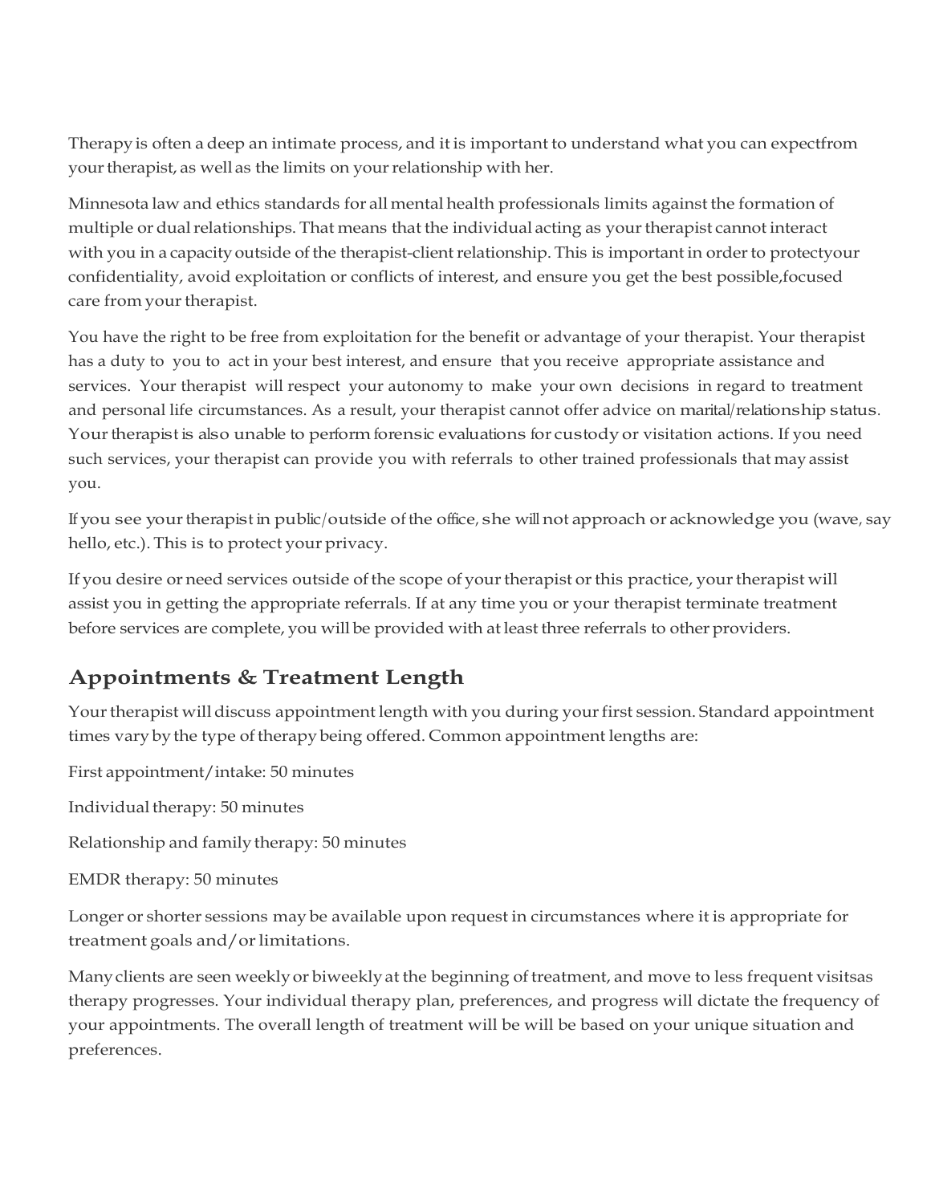Therapy is often a deep an intimate process, and it is important to understand what you can expectfrom your therapist, as well as the limits on your relationship with her.

Minnesota law and ethics standards for all mental health professionals limits against the formation of multiple or dual relationships. That means that the individual acting as your therapist cannot interact with you in a capacity outside of the therapist-client relationship. This is important in order to protectyour confidentiality, avoid exploitation or conflicts of interest, and ensure you get the best possible,focused care from your therapist.

You have the right to be free from exploitation for the benefit or advantage of your therapist. Your therapist has a duty to you to act in your best interest, and ensure that you receive appropriate assistance and services. Your therapist will respect your autonomy to make your own decisions in regard to treatment and personal life circumstances. As a result, your therapist cannot offer advice on marital/relationship status. Your therapist is also unable to perform forensic evaluations for custody or visitation actions. If you need such services, your therapist can provide you with referrals to other trained professionals that may assist you.

If you see your therapist in public/outside of the office, she will not approach or acknowledge you (wave, say hello, etc.). This is to protect your privacy.

If you desire or need services outside of the scope of your therapist or this practice, your therapist will assist you in getting the appropriate referrals. If at any time you or your therapist terminate treatment before services are complete, you will be provided with at least three referrals to other providers.

## Appointments & Treatment Length

Your therapist will discuss appointment length with you during your first session. Standard appointment times vary by the type of therapy being offered. Common appointment lengths are:

First appointment/intake: 50 minutes

Individual therapy: 50 minutes

Relationship and family therapy: 50 minutes

EMDR therapy: 50 minutes

Longer or shorter sessions may be available upon request in circumstances where it is appropriate for treatment goals and/or limitations.

Many clients are seen weekly or biweekly at the beginning of treatment, and move to less frequent visitsas therapy progresses. Your individual therapy plan, preferences, and progress will dictate the frequency of your appointments. The overall length of treatment will be will be based on your unique situation and preferences.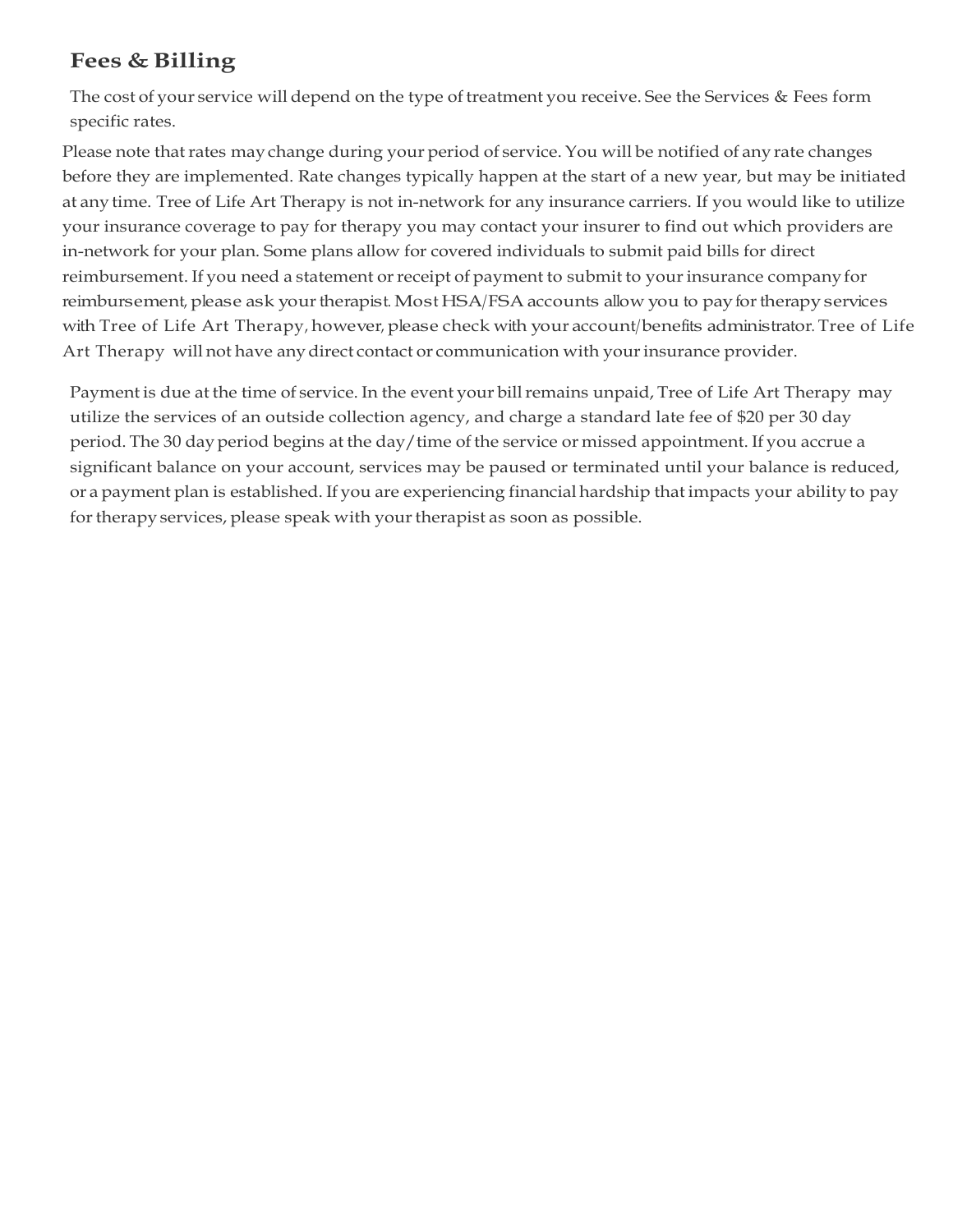## Fees & Billing

The cost of your service will depend on the type of treatment you receive. See the Services & Fees form specific rates.

Please note that rates may change during your period of service. You will be notified of any rate changes before they are implemented. Rate changes typically happen at the start of a new year, but may be initiated at any time. Tree of Life Art Therapy is not in-network for any insurance carriers. If you would like to utilize your insurance coverage to pay for therapy you may contact your insurer to find out which providers are in-network for your plan. Some plans allow for covered individuals to submit paid bills for direct reimbursement. If you need a statement or receipt of payment to submit to your insurance company for reimbursement, please ask your therapist. Most HSA/FSA accounts allow you to pay for therapy services with Tree of Life Art Therapy, however, please check with your account/benefits administrator. Tree of Life Art Therapy will not have any direct contact or communication with your insurance provider.

Payment is due at the time of service. In the event your bill remains unpaid, Tree of Life Art Therapy may utilize the services of an outside collection agency, and charge a standard late fee of $20 per 30 day period. The 30 day period begins at the day/time of the service or missed appointment. If you accrue a significant balance on your account, services may be paused or terminated until your balance is reduced, or a payment plan is established. If you are experiencing financial hardship that impacts your ability to pay for therapy services, please speak with your therapist as soon as possible.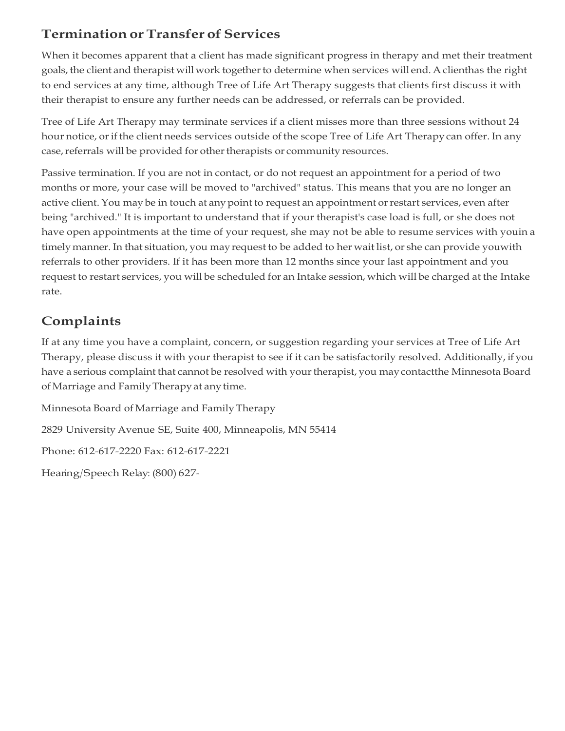## Termination or Transfer of Services

When it becomes apparent that a client has made significant progress in therapy and met their treatment goals, the client and therapist will work together to determine when services will end. A clienthas the right to end services at any time, although Tree of Life Art Therapy suggests that clients first discuss it with their therapist to ensure any further needs can be addressed, or referrals can be provided.

Tree of Life Art Therapy may terminate services if a client misses more than three sessions without 24 hour notice, or if the client needs services outside of the scope Tree of Life Art Therapy can offer. In any case, referrals will be provided for other therapists or community resources.

Passive termination. If you are not in contact, or do not request an appointment for a period of two months or more, your case will be moved to "archived" status. This means that you are no longer an active client. You may be in touch at any point to request an appointment or restart services, even after being "archived." It is important to understand that if your therapist's case load is full, or she does not have open appointments at the time of your request, she may not be able to resume services with youin a timely manner. In that situation, you may request to be added to her wait list, or she can provide youwith referrals to other providers. If it has been more than 12 months since your last appointment and you request to restart services, you will be scheduled for an Intake session, which will be charged at the Intake rate.

## Complaints

If at any time you have a complaint, concern, or suggestion regarding your services at Tree of Life Art Therapy, please discuss it with your therapist to see if it can be satisfactorily resolved. Additionally, if you have a serious complaint that cannot be resolved with your therapist, you may contactthe Minnesota Board of Marriage and Family Therapy at any time.

Minnesota Board of Marriage and Family Therapy

2829 University Avenue SE, Suite 400, Minneapolis, MN 55414

Phone: 612-617-2220 Fax: 612-617-2221

Hearing/Speech Relay: (800) 627-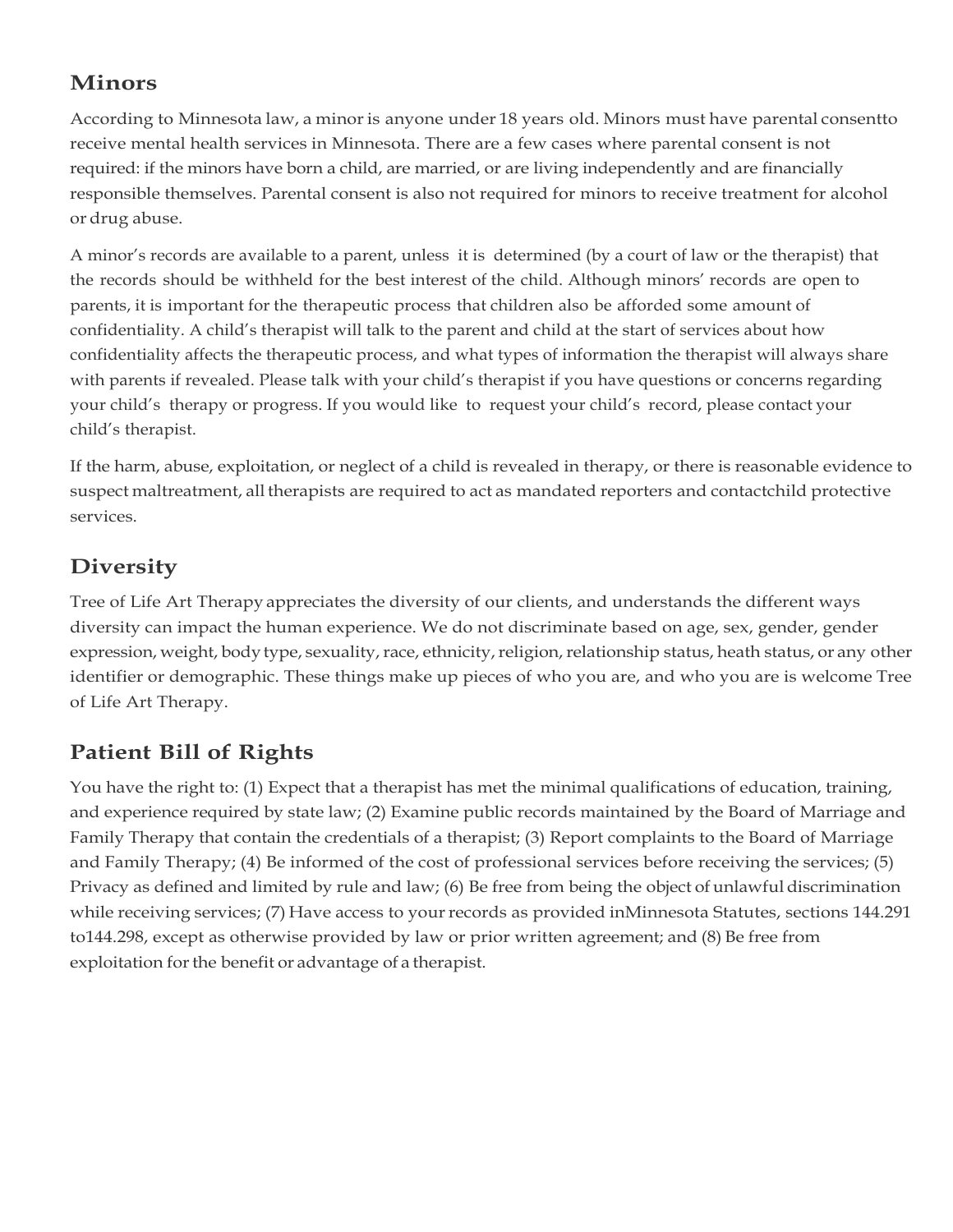## Minors

According to Minnesota law, a minor is anyone under 18 years old. Minors must have parental consentto receive mental health services in Minnesota. There are a few cases where parental consent is not required: if the minors have born a child, are married, or are living independently and are financially responsible themselves. Parental consent is also not required for minors to receive treatment for alcohol or drug abuse.

A minor's records are available to a parent, unless it is determined (by a court of law or the therapist) that the records should be withheld for the best interest of the child. Although minors' records are open to parents, it is important for the therapeutic process that children also be afforded some amount of confidentiality. A child's therapist will talk to the parent and child at the start of services about how confidentiality affects the therapeutic process, and what types of information the therapist will always share with parents if revealed. Please talk with your child's therapist if you have questions or concerns regarding your child's therapy or progress. If you would like to request your child's record, please contact your child's therapist.

If the harm, abuse, exploitation, or neglect of a child is revealed in therapy, or there is reasonable evidence to suspect maltreatment, all therapists are required to act as mandated reporters and contactchild protective services.

## Diversity

Tree of Life Art Therapy appreciates the diversity of our clients, and understands the different ways diversity can impact the human experience. We do not discriminate based on age, sex, gender, gender expression, weight, body type, sexuality, race, ethnicity, religion, relationship status, heath status, or any other identifier or demographic. These things make up pieces of who you are, and who you are is welcome Tree of Life Art Therapy.

## Patient Bill of Rights

You have the right to: (1) Expect that a therapist has met the minimal qualifications of education, training, and experience required by state law; (2) Examine public records maintained by the Board of Marriage and Family Therapy that contain the credentials of a therapist; (3) Report complaints to the Board of Marriage and Family Therapy; (4) Be informed of the cost of professional services before receiving the services; (5) Privacy as defined and limited by rule and law; (6) Be free from being the object of unlawful discrimination while receiving services; (7) Have access to your records as provided inMinnesota Statutes, sections 144.291 to144.298, except as otherwise provided by law or prior written agreement; and (8) Be free from exploitation for the benefit or advantage of a therapist.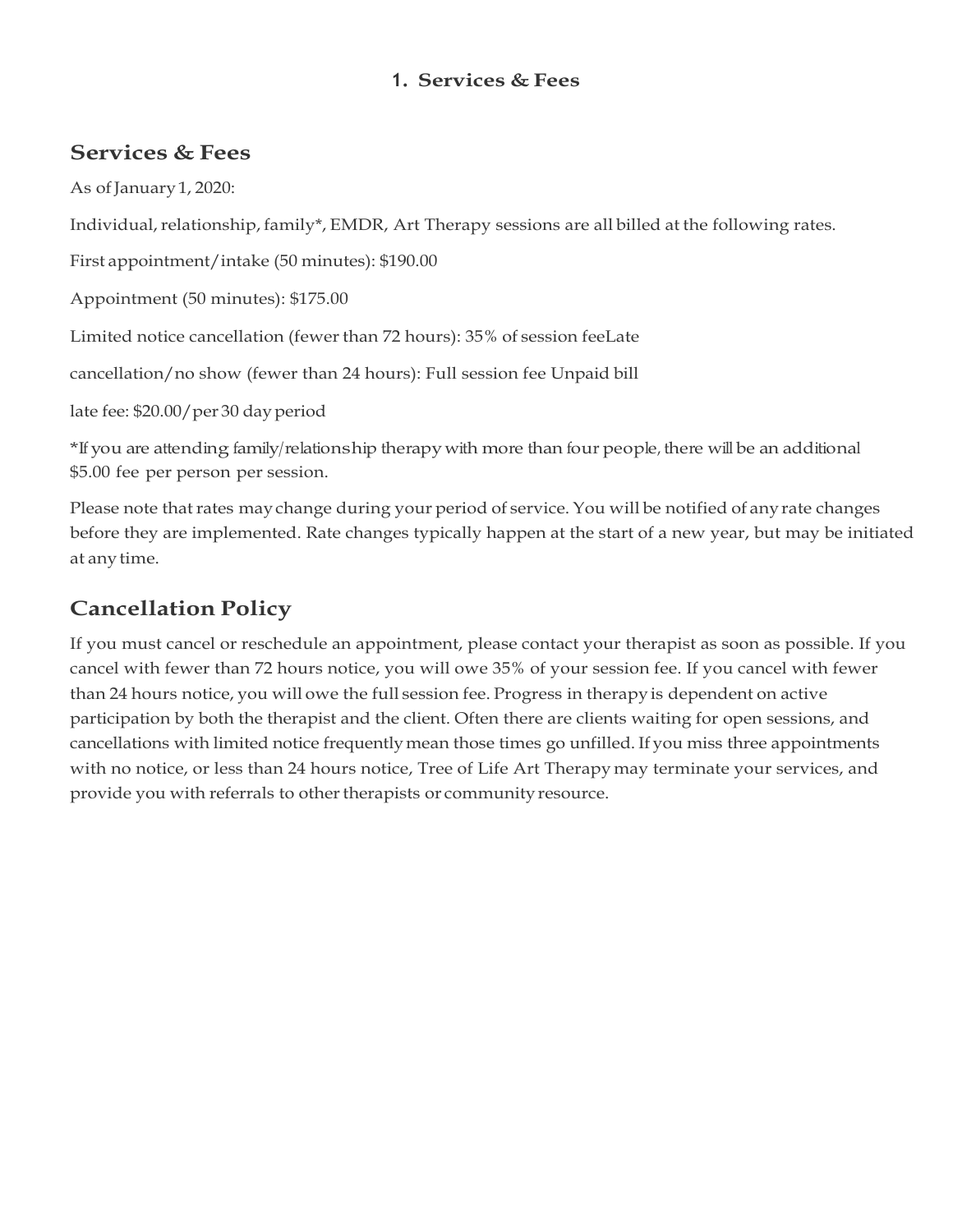# 1. Services & Fees

## Services & Fees

As of January 1, 2020:

Individual, relationship, family*, EMDR, Art Therapy sessions are all billed at the following rates.

First appointment/intake (50 minutes): $190.00

Appointment (50 minutes): $175.00

Limited notice cancellation (fewer than 72 hours): 35% of session feeLate

cancellation/no show (fewer than 24 hours): Full session fee Unpaid bill

late fee: $20.00/per 30 day period

*If you are attending family/relationship therapy with more than four people, there will be an additional $5.00 fee per person per session.

Please note that rates may change during your period of service. You will be notified of any rate changes before they are implemented. Rate changes typically happen at the start of a new year, but may be initiated at any time.

## Cancellation Policy

If you must cancel or reschedule an appointment, please contact your therapist as soon as possible. If you cancel with fewer than 72 hours notice, you will owe 35% of your session fee. If you cancel with fewer than 24 hours notice, you will owe the full session fee. Progress in therapy is dependent on active participation by both the therapist and the client. Often there are clients waiting for open sessions, and cancellations with limited notice frequently mean those times go unfilled. If you miss three appointments with no notice, or less than 24 hours notice, Tree of Life Art Therapy may terminate your services, and provide you with referrals to other therapists or community resource.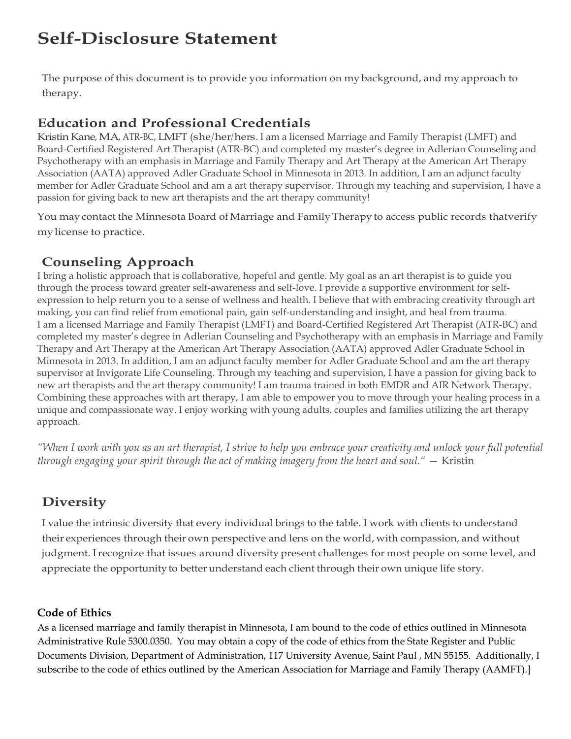# Self-Disclosure Statement

The purpose of this document is to provide you information on my background, and my approach to therapy.

## Education and Professional Credentials

Kristin Kane, MA, ATR-BC, LMFT (she/her/hers. I am a licensed Marriage and Family Therapist (LMFT) and Board-Certified Registered Art Therapist (ATR-BC) and completed my master's degree in Adlerian Counseling and Psychotherapy with an emphasis in Marriage and Family Therapy and Art Therapy at the American Art Therapy Association (AATA) approved Adler Graduate School in Minnesota in 2013. In addition, I am an adjunct faculty member for Adler Graduate School and am a art therapy supervisor. Through my teaching and supervision, I have a passion for giving back to new art therapists and the art therapy community!

You may contact the Minnesota Board of Marriage and Family Therapy to access public records thatverify my license to practice.

## Counseling Approach

I bring a holistic approach that is collaborative, hopeful and gentle. My goal as an art therapist is to guide you through the process toward greater self-awareness and self-love. I provide a supportive environment for self-expression to help return you to a sense of wellness and health. I believe that with embracing creativity through art making, you can find relief from emotional pain, gain self-understanding and insight, and heal from trauma. I am a licensed Marriage and Family Therapist (LMFT) and Board-Certified Registered Art Therapist (ATR-BC) and completed my master's degree in Adlerian Counseling and Psychotherapy with an emphasis in Marriage and Family Therapy and Art Therapy at the American Art Therapy Association (AATA) approved Adler Graduate School in Minnesota in 2013. In addition, I am an adjunct faculty member for Adler Graduate School and am the art therapy supervisor at Invigorate Life Counseling. Through my teaching and supervision, I have a passion for giving back to new art therapists and the art therapy community! I am trauma trained in both EMDR and AIR Network Therapy. Combining these approaches with art therapy, I am able to empower you to move through your healing process in a unique and compassionate way. I enjoy working with young adults, couples and families utilizing the art therapy approach.

*"When I work with you as an art therapist, I strive to help you embrace your creativity and unlock your full potential through engaging your spirit through the act of making imagery from the heart and soul."* — Kristin

## Diversity

I value the intrinsic diversity that every individual brings to the table. I work with clients to understand their experiences through their own perspective and lens on the world, with compassion, and without judgment. I recognize that issues around diversity present challenges for most people on some level, and appreciate the opportunity to better understand each client through their own unique life story.

### Code of Ethics

As a licensed marriage and family therapist in Minnesota, I am bound to the code of ethics outlined in Minnesota Administrative Rule 5300.0350. You may obtain a copy of the code of ethics from the State Register and Public Documents Division, Department of Administration, 117 University Avenue, Saint Paul , MN 55155. Additionally, I subscribe to the code of ethics outlined by the American Association for Marriage and Family Therapy (AAMFT).]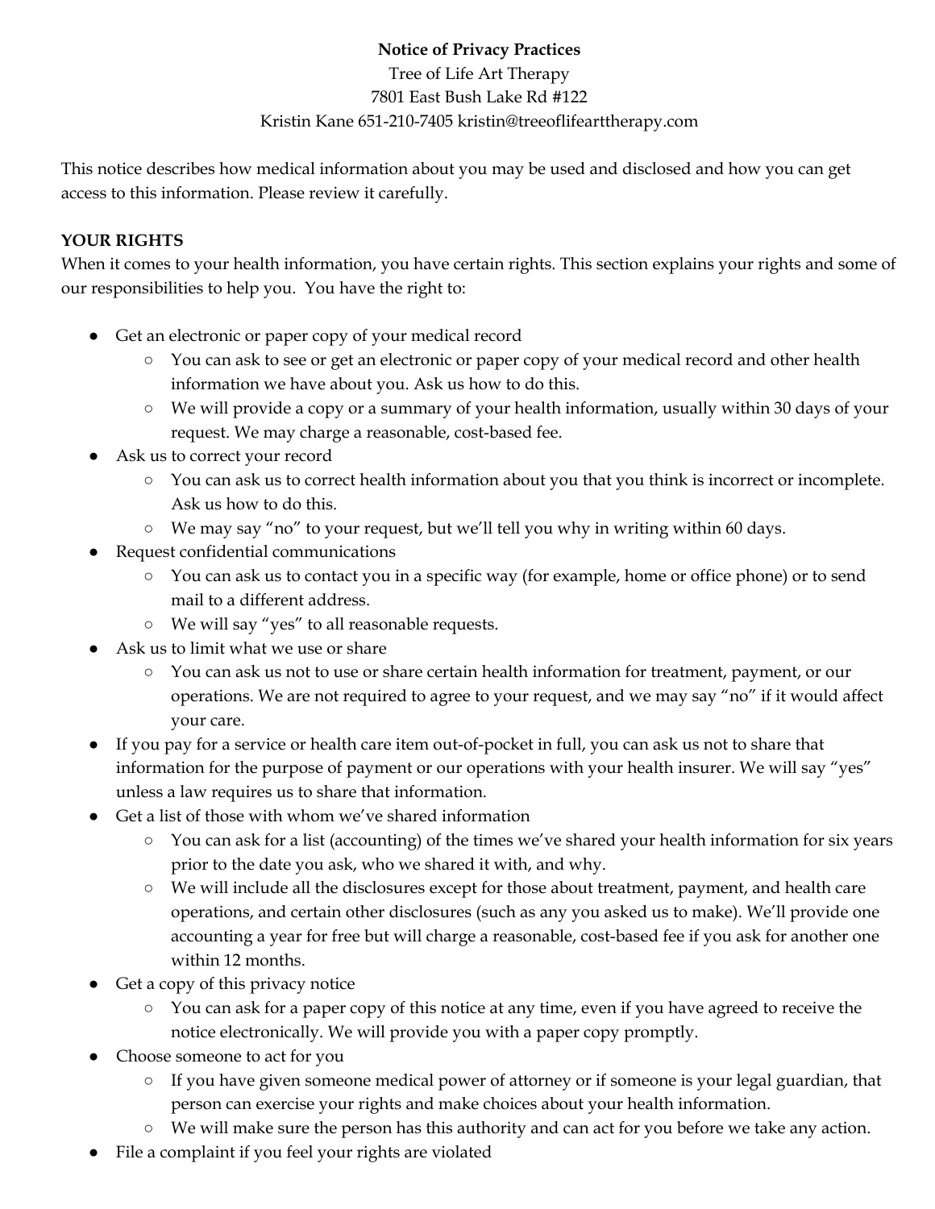**Notice of Privacy Practices**

Tree of Life Art Therapy

7801 East Bush Lake Rd #122

Kristin Kane 651-210-7405 kristin@treeoflifearttherapy.com

This notice describes how medical information about you may be used and disclosed and how you can get access to this information. Please review it carefully.

**YOUR RIGHTS**

When it comes to your health information, you have certain rights. This section explains your rights and some of our responsibilities to help you. You have the right to:

- Get an electronic or paper copy of your medical record
  - You can ask to see or get an electronic or paper copy of your medical record and other health information we have about you. Ask us how to do this.
  - We will provide a copy or a summary of your health information, usually within 30 days of your request. We may charge a reasonable, cost-based fee.
- Ask us to correct your record
  - You can ask us to correct health information about you that you think is incorrect or incomplete. Ask us how to do this.
  - We may say "no" to your request, but we'll tell you why in writing within 60 days.
- Request confidential communications
  - You can ask us to contact you in a specific way (for example, home or office phone) or to send mail to a different address.
  - We will say "yes" to all reasonable requests.
- Ask us to limit what we use or share
  - You can ask us not to use or share certain health information for treatment, payment, or our operations. We are not required to agree to your request, and we may say "no" if it would affect your care.
- If you pay for a service or health care item out-of-pocket in full, you can ask us not to share that information for the purpose of payment or our operations with your health insurer. We will say "yes" unless a law requires us to share that information.
- Get a list of those with whom we've shared information
  - You can ask for a list (accounting) of the times we've shared your health information for six years prior to the date you ask, who we shared it with, and why.
  - We will include all the disclosures except for those about treatment, payment, and health care operations, and certain other disclosures (such as any you asked us to make). We'll provide one accounting a year for free but will charge a reasonable, cost-based fee if you ask for another one within 12 months.
- Get a copy of this privacy notice
  - You can ask for a paper copy of this notice at any time, even if you have agreed to receive the notice electronically. We will provide you with a paper copy promptly.
- Choose someone to act for you
  - If you have given someone medical power of attorney or if someone is your legal guardian, that person can exercise your rights and make choices about your health information.
  - We will make sure the person has this authority and can act for you before we take any action.
- File a complaint if you feel your rights are violated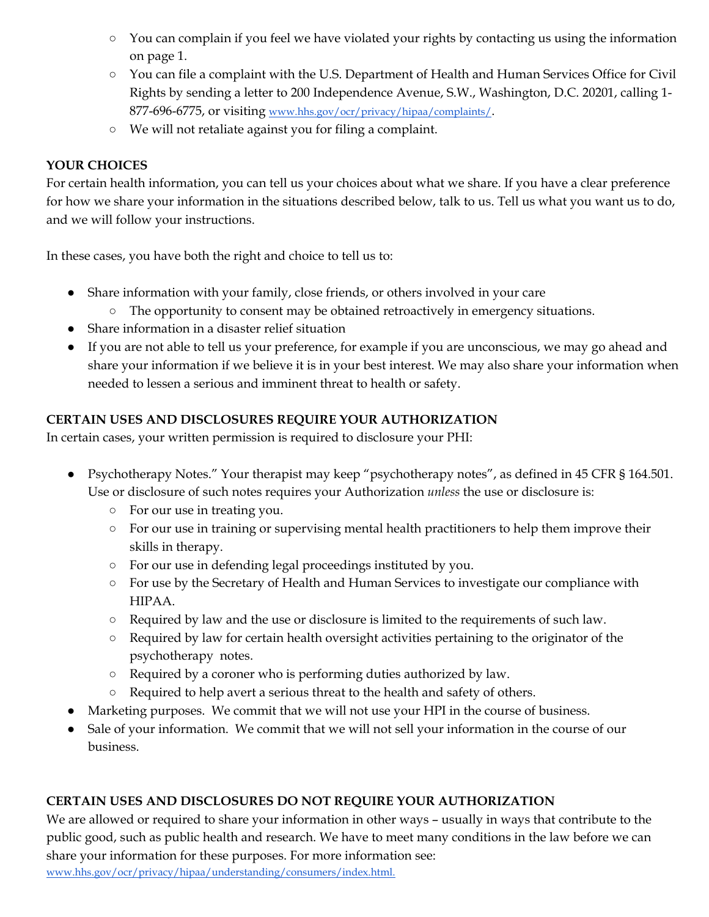- You can complain if you feel we have violated your rights by contacting us using the information on page 1.
  - You can file a complaint with the U.S. Department of Health and Human Services Office for Civil Rights by sending a letter to 200 Independence Avenue, S.W., Washington, D.C. 20201, calling 1-877-696-6775, or visiting www.hhs.gov/ocr/privacy/hipaa/complaints/.
  - We will not retaliate against you for filing a complaint.

**YOUR CHOICES**

For certain health information, you can tell us your choices about what we share. If you have a clear preference for how we share your information in the situations described below, talk to us. Tell us what you want us to do, and we will follow your instructions.

In these cases, you have both the right and choice to tell us to:

- Share information with your family, close friends, or others involved in your care
  - The opportunity to consent may be obtained retroactively in emergency situations.
- Share information in a disaster relief situation
- If you are not able to tell us your preference, for example if you are unconscious, we may go ahead and share your information if we believe it is in your best interest. We may also share your information when needed to lessen a serious and imminent threat to health or safety.

**CERTAIN USES AND DISCLOSURES REQUIRE YOUR AUTHORIZATION**

In certain cases, your written permission is required to disclosure your PHI:

- Psychotherapy Notes." Your therapist may keep "psychotherapy notes", as defined in 45 CFR § 164.501. Use or disclosure of such notes requires your Authorization *unless* the use or disclosure is:
  - For our use in treating you.
  - For our use in training or supervising mental health practitioners to help them improve their skills in therapy.
  - For our use in defending legal proceedings instituted by you.
  - For use by the Secretary of Health and Human Services to investigate our compliance with HIPAA.
  - Required by law and the use or disclosure is limited to the requirements of such law.
  - Required by law for certain health oversight activities pertaining to the originator of the psychotherapy notes.
  - Required by a coroner who is performing duties authorized by law.
  - Required to help avert a serious threat to the health and safety of others.
- Marketing purposes. We commit that we will not use your HPI in the course of business.
- Sale of your information. We commit that we will not sell your information in the course of our business.

**CERTAIN USES AND DISCLOSURES DO NOT REQUIRE YOUR AUTHORIZATION**

We are allowed or required to share your information in other ways – usually in ways that contribute to the public good, such as public health and research. We have to meet many conditions in the law before we can share your information for these purposes. For more information see: www.hhs.gov/ocr/privacy/hipaa/understanding/consumers/index.html.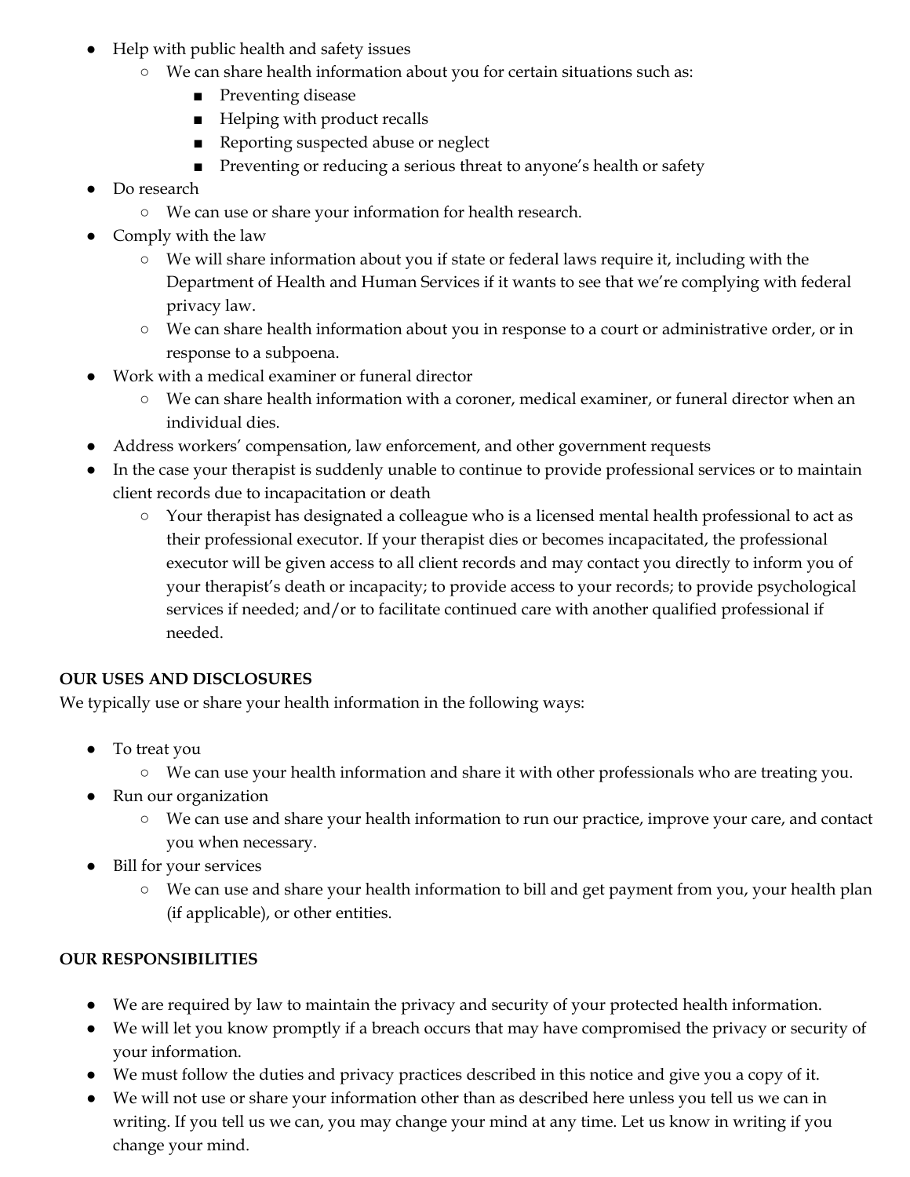- Help with public health and safety issues
    - We can share health information about you for certain situations such as:
        - Preventing disease
        - Helping with product recalls
        - Reporting suspected abuse or neglect
        - Preventing or reducing a serious threat to anyone's health or safety
- Do research
    - We can use or share your information for health research.
- Comply with the law
    - We will share information about you if state or federal laws require it, including with the Department of Health and Human Services if it wants to see that we're complying with federal privacy law.
    - We can share health information about you in response to a court or administrative order, or in response to a subpoena.
- Work with a medical examiner or funeral director
    - We can share health information with a coroner, medical examiner, or funeral director when an individual dies.
- Address workers' compensation, law enforcement, and other government requests
- In the case your therapist is suddenly unable to continue to provide professional services or to maintain client records due to incapacitation or death
    - Your therapist has designated a colleague who is a licensed mental health professional to act as their professional executor. If your therapist dies or becomes incapacitated, the professional executor will be given access to all client records and may contact you directly to inform you of your therapist's death or incapacity; to provide access to your records; to provide psychological services if needed; and/or to facilitate continued care with another qualified professional if needed.

**OUR USES AND DISCLOSURES**

We typically use or share your health information in the following ways:

- To treat you
    - We can use your health information and share it with other professionals who are treating you.
- Run our organization
    - We can use and share your health information to run our practice, improve your care, and contact you when necessary.
- Bill for your services
    - We can use and share your health information to bill and get payment from you, your health plan (if applicable), or other entities.

**OUR RESPONSIBILITIES**

- We are required by law to maintain the privacy and security of your protected health information.
- We will let you know promptly if a breach occurs that may have compromised the privacy or security of your information.
- We must follow the duties and privacy practices described in this notice and give you a copy of it.
- We will not use or share your information other than as described here unless you tell us we can in writing. If you tell us we can, you may change your mind at any time. Let us know in writing if you change your mind.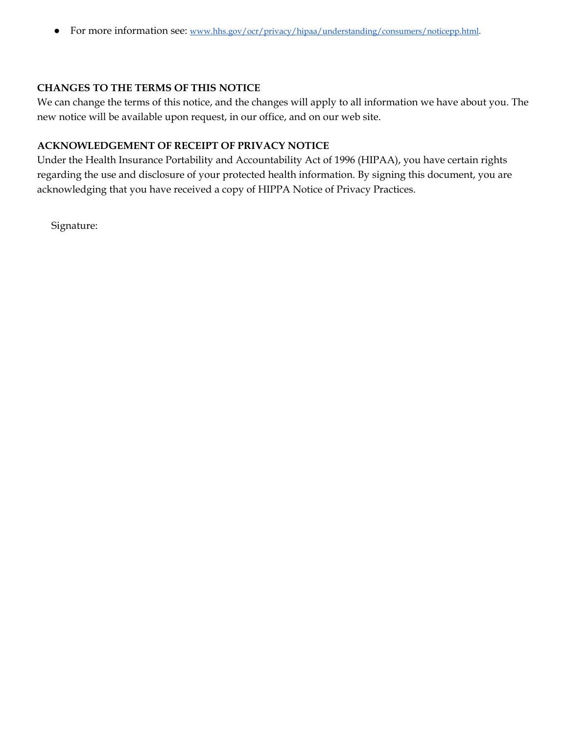- For more information see: www.hhs.gov/ocr/privacy/hipaa/understanding/consumers/noticepp.html.

**CHANGES TO THE TERMS OF THIS NOTICE**

We can change the terms of this notice, and the changes will apply to all information we have about you. The new notice will be available upon request, in our office, and on our web site.

**ACKNOWLEDGEMENT OF RECEIPT OF PRIVACY NOTICE**

Under the Health Insurance Portability and Accountability Act of 1996 (HIPAA), you have certain rights regarding the use and disclosure of your protected health information. By signing this document, you are acknowledging that you have received a copy of HIPPA Notice of Privacy Practices.

Signature: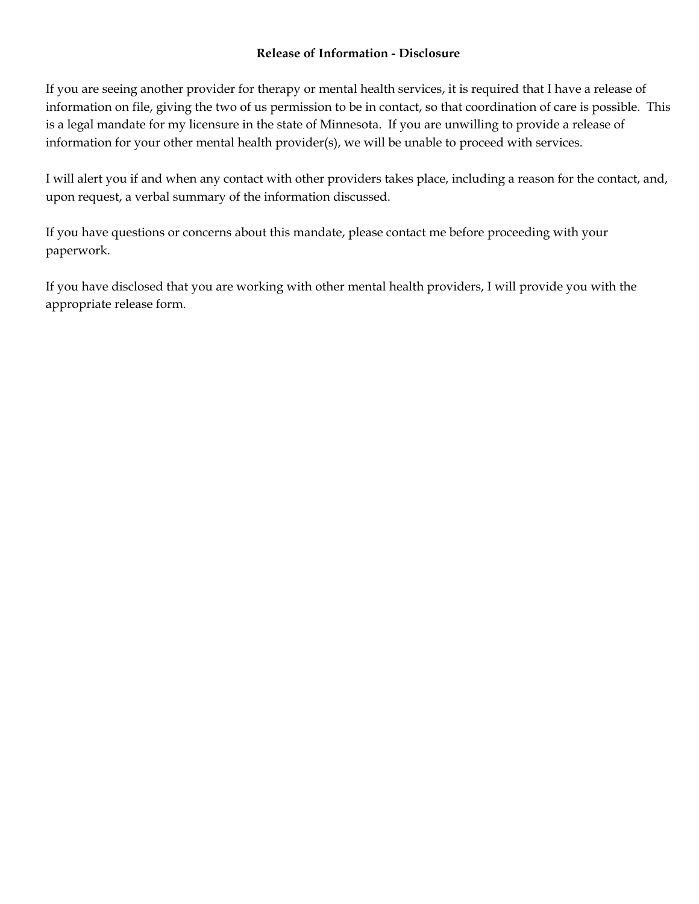**Release of Information - Disclosure**

If you are seeing another provider for therapy or mental health services, it is required that I have a release of information on file, giving the two of us permission to be in contact, so that coordination of care is possible. This is a legal mandate for my licensure in the state of Minnesota. If you are unwilling to provide a release of information for your other mental health provider(s), we will be unable to proceed with services.

I will alert you if and when any contact with other providers takes place, including a reason for the contact, and, upon request, a verbal summary of the information discussed.

If you have questions or concerns about this mandate, please contact me before proceeding with your paperwork.

If you have disclosed that you are working with other mental health providers, I will provide you with the appropriate release form.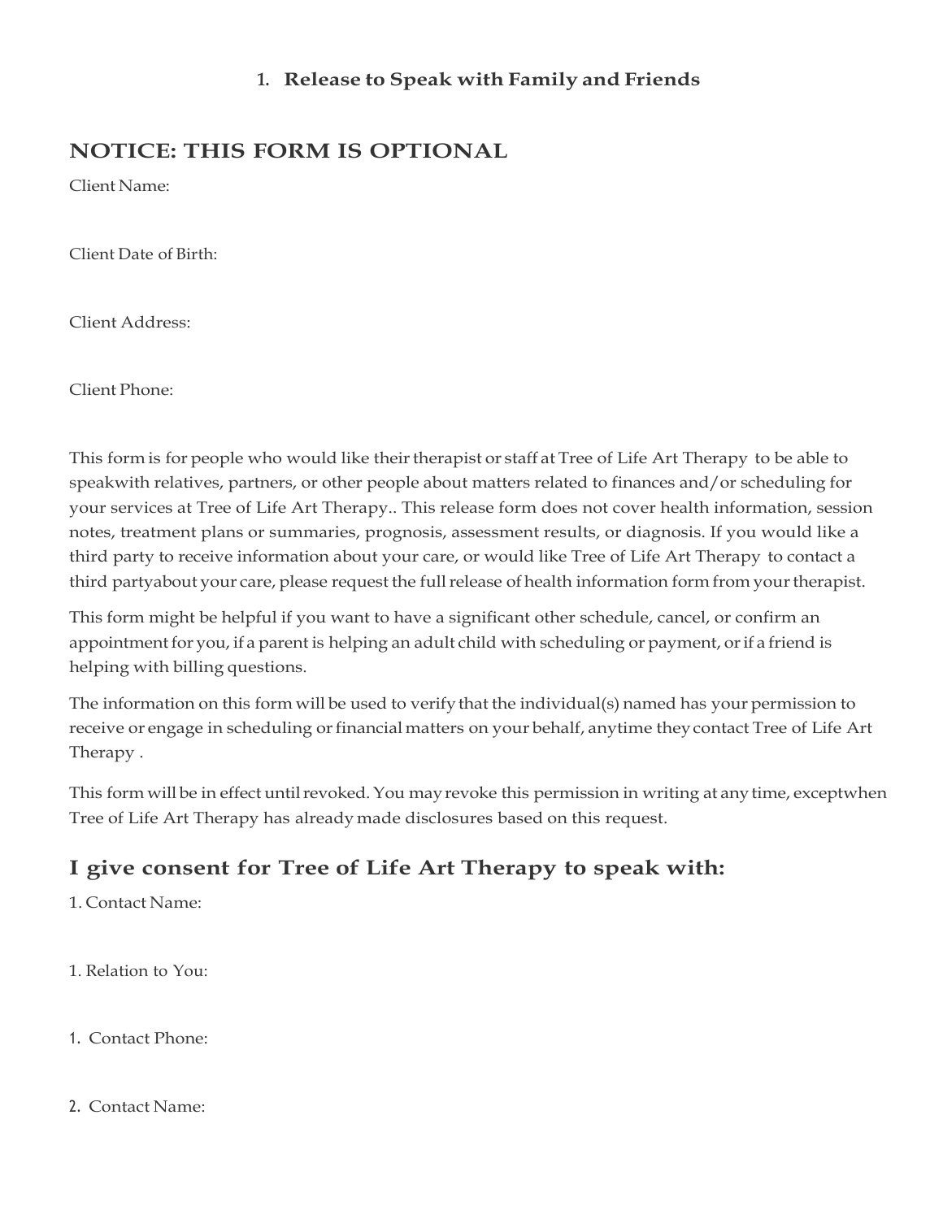1. **Release to Speak with Family and Friends**

## NOTICE: THIS FORM IS OPTIONAL

Client Name:

Client Date of Birth:

Client Address:

Client Phone:

This form is for people who would like their therapist or staff at Tree of Life Art Therapy to be able to speakwith relatives, partners, or other people about matters related to finances and/or scheduling for your services at Tree of Life Art Therapy.. This release form does not cover health information, session notes, treatment plans or summaries, prognosis, assessment results, or diagnosis. If you would like a third party to receive information about your care, or would like Tree of Life Art Therapy to contact a third partyabout your care, please request the full release of health information form from your therapist.

This form might be helpful if you want to have a significant other schedule, cancel, or confirm an appointment for you, if a parent is helping an adult child with scheduling or payment, or if a friend is helping with billing questions.

The information on this form will be used to verify that the individual(s) named has your permission to receive or engage in scheduling or financial matters on your behalf, anytime they contact Tree of Life Art Therapy .

This form will be in effect until revoked. You may revoke this permission in writing at any time, exceptwhen Tree of Life Art Therapy has already made disclosures based on this request.

## I give consent for Tree of Life Art Therapy to speak with:

1. Contact Name:

1. Relation to You:

1. Contact Phone:

2. Contact Name: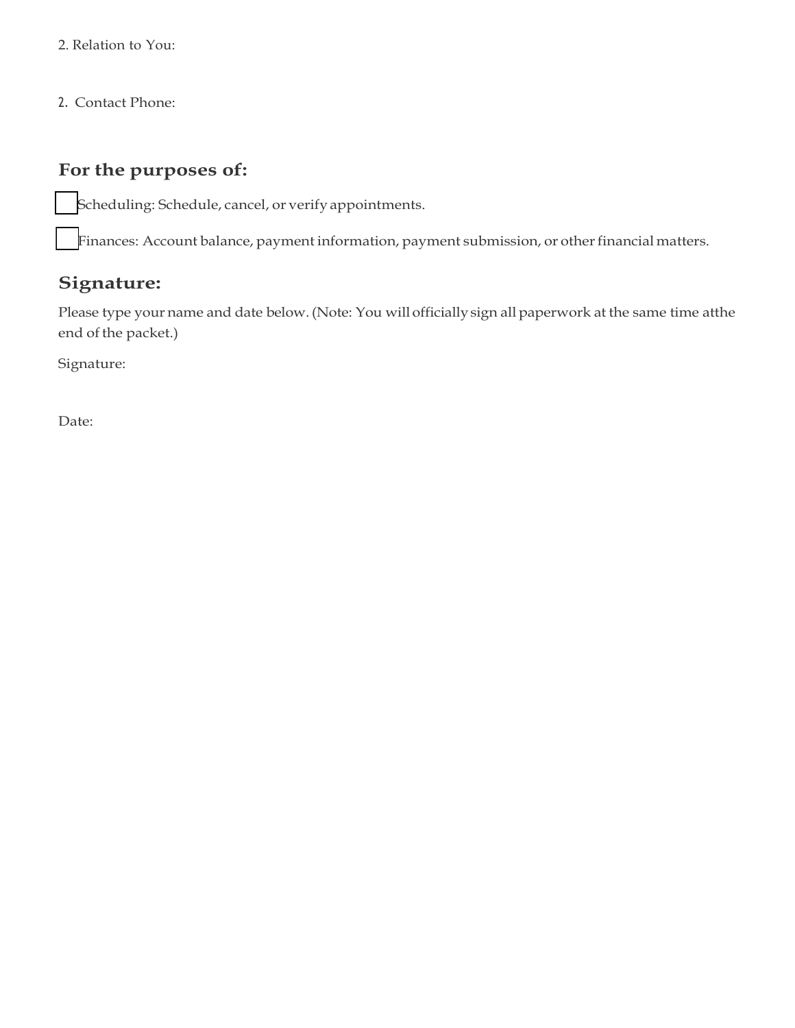2. Relation to You:

2. Contact Phone:

## For the purposes of:

☐ Scheduling: Schedule, cancel, or verify appointments.

☐ Finances: Account balance, payment information, payment submission, or other financial matters.

## Signature:

Please type your name and date below. (Note: You will officially sign all paperwork at the same time atthe end of the packet.)

Signature:

Date: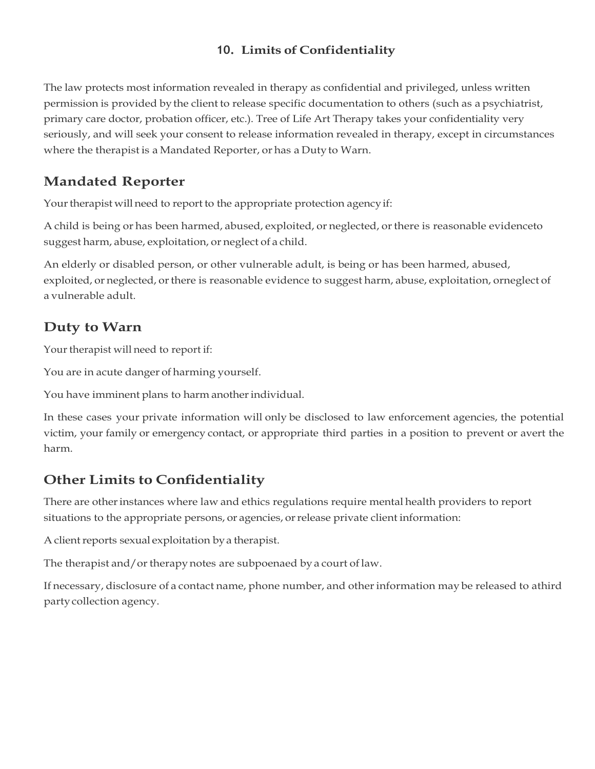## 10. Limits of Confidentiality

The law protects most information revealed in therapy as confidential and privileged, unless written permission is provided by the client to release specific documentation to others (such as a psychiatrist, primary care doctor, probation officer, etc.). Tree of Life Art Therapy takes your confidentiality very seriously, and will seek your consent to release information revealed in therapy, except in circumstances where the therapist is a Mandated Reporter, or has a Duty to Warn.

### Mandated Reporter

Your therapist will need to report to the appropriate protection agency if:

A child is being or has been harmed, abused, exploited, or neglected, or there is reasonable evidenceto suggest harm, abuse, exploitation, or neglect of a child.

An elderly or disabled person, or other vulnerable adult, is being or has been harmed, abused, exploited, or neglected, or there is reasonable evidence to suggest harm, abuse, exploitation, orneglect of a vulnerable adult.

### Duty to Warn

Your therapist will need to report if:

You are in acute danger of harming yourself.

You have imminent plans to harm another individual.

In these cases your private information will only be disclosed to law enforcement agencies, the potential victim, your family or emergency contact, or appropriate third parties in a position to prevent or avert the harm.

### Other Limits to Confidentiality

There are other instances where law and ethics regulations require mental health providers to report situations to the appropriate persons, or agencies, or release private client information:

A client reports sexual exploitation by a therapist.

The therapist and/or therapy notes are subpoenaed by a court of law.

If necessary, disclosure of a contact name, phone number, and other information may be released to athird party collection agency.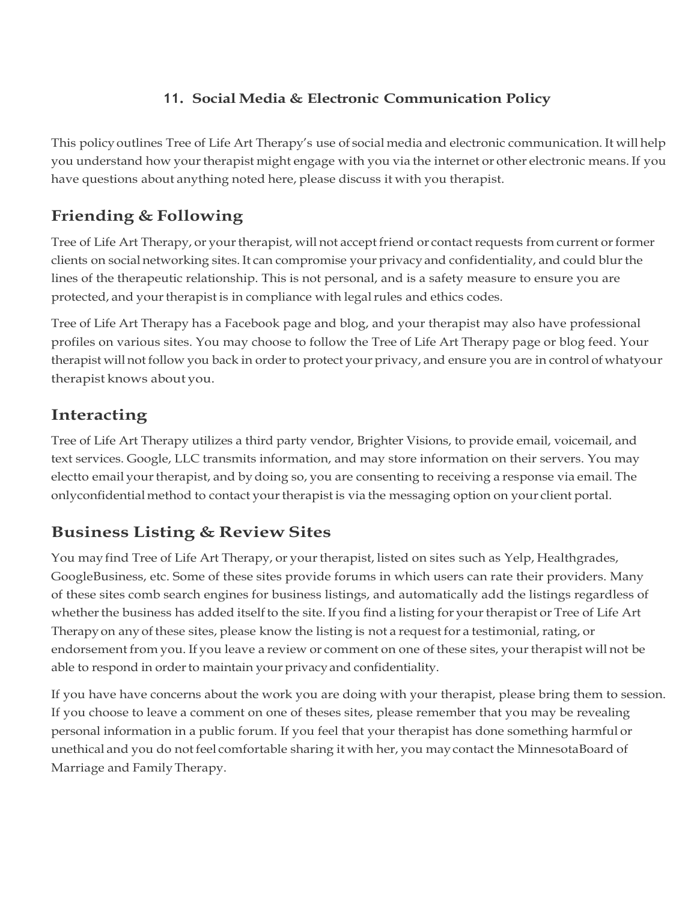## 11. Social Media & Electronic Communication Policy

This policy outlines Tree of Life Art Therapy's use of social media and electronic communication. It will help you understand how your therapist might engage with you via the internet or other electronic means. If you have questions about anything noted here, please discuss it with you therapist.

### Friending & Following

Tree of Life Art Therapy, or your therapist, will not accept friend or contact requests from current or former clients on social networking sites. It can compromise your privacy and confidentiality, and could blur the lines of the therapeutic relationship. This is not personal, and is a safety measure to ensure you are protected, and your therapist is in compliance with legal rules and ethics codes.

Tree of Life Art Therapy has a Facebook page and blog, and your therapist may also have professional profiles on various sites. You may choose to follow the Tree of Life Art Therapy page or blog feed. Your therapist will not follow you back in order to protect your privacy, and ensure you are in control of whatyour therapist knows about you.

### Interacting

Tree of Life Art Therapy utilizes a third party vendor, Brighter Visions, to provide email, voicemail, and text services. Google, LLC transmits information, and may store information on their servers. You may electto email your therapist, and by doing so, you are consenting to receiving a response via email. The onlyconfidential method to contact your therapist is via the messaging option on your client portal.

### Business Listing & Review Sites

You may find Tree of Life Art Therapy, or your therapist, listed on sites such as Yelp, Healthgrades, GoogleBusiness, etc. Some of these sites provide forums in which users can rate their providers. Many of these sites comb search engines for business listings, and automatically add the listings regardless of whether the business has added itself to the site. If you find a listing for your therapist or Tree of Life Art Therapy on any of these sites, please know the listing is not a request for a testimonial, rating, or endorsement from you. If you leave a review or comment on one of these sites, your therapist will not be able to respond in order to maintain your privacy and confidentiality.

If you have have concerns about the work you are doing with your therapist, please bring them to session. If you choose to leave a comment on one of theses sites, please remember that you may be revealing personal information in a public forum. If you feel that your therapist has done something harmful or unethical and you do not feel comfortable sharing it with her, you may contact the MinnesotaBoard of Marriage and Family Therapy.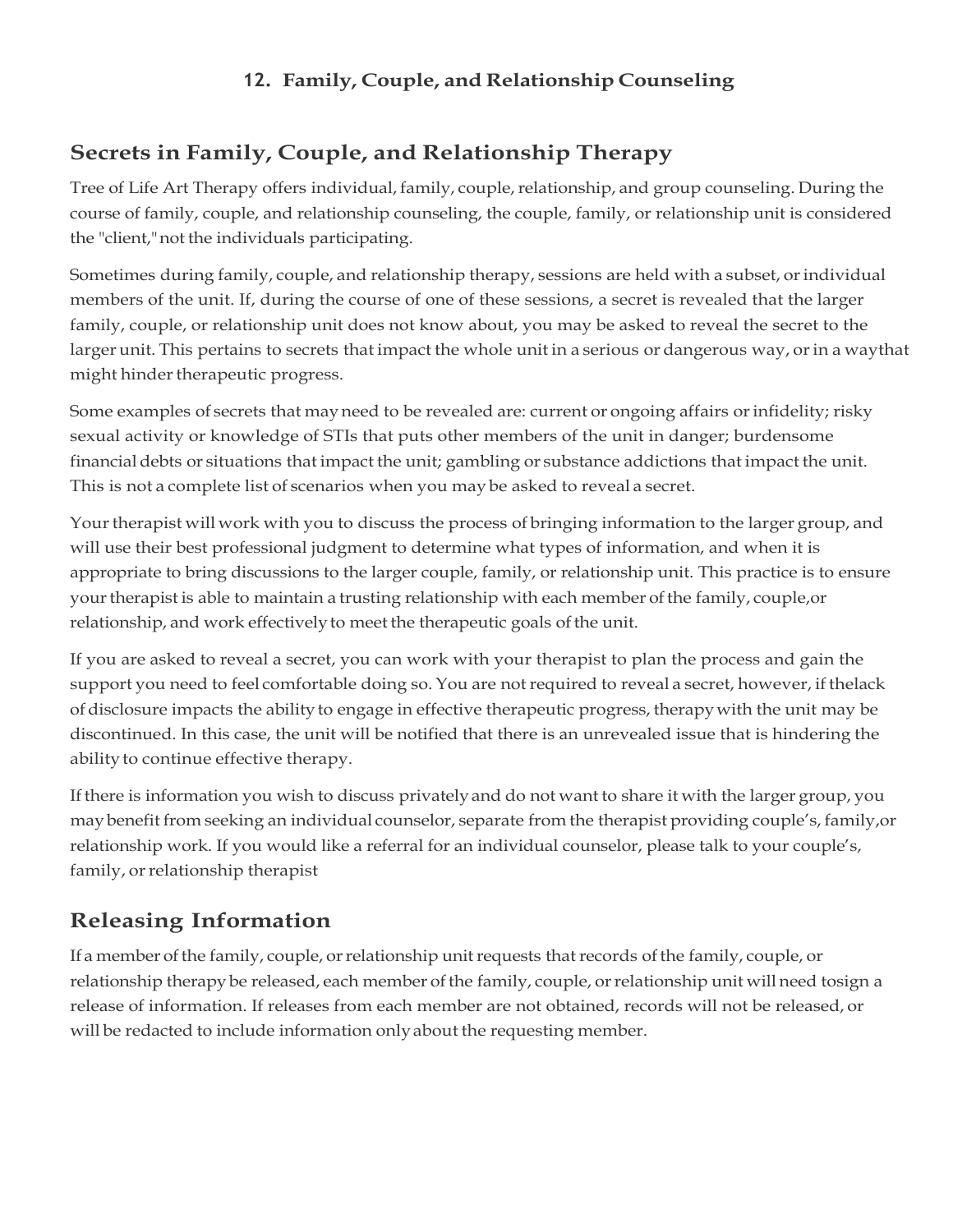## 12. Family, Couple, and Relationship Counseling

### Secrets in Family, Couple, and Relationship Therapy

Tree of Life Art Therapy offers individual, family, couple, relationship, and group counseling. During the course of family, couple, and relationship counseling, the couple, family, or relationship unit is considered the "client," not the individuals participating.

Sometimes during family, couple, and relationship therapy, sessions are held with a subset, or individual members of the unit. If, during the course of one of these sessions, a secret is revealed that the larger family, couple, or relationship unit does not know about, you may be asked to reveal the secret to the larger unit. This pertains to secrets that impact the whole unit in a serious or dangerous way, or in a way that might hinder therapeutic progress.

Some examples of secrets that may need to be revealed are: current or ongoing affairs or infidelity; risky sexual activity or knowledge of STIs that puts other members of the unit in danger; burdensome financial debts or situations that impact the unit; gambling or substance addictions that impact the unit. This is not a complete list of scenarios when you may be asked to reveal a secret.

Your therapist will work with you to discuss the process of bringing information to the larger group, and will use their best professional judgment to determine what types of information, and when it is appropriate to bring discussions to the larger couple, family, or relationship unit. This practice is to ensure your therapist is able to maintain a trusting relationship with each member of the family, couple, or relationship, and work effectively to meet the therapeutic goals of the unit.

If you are asked to reveal a secret, you can work with your therapist to plan the process and gain the support you need to feel comfortable doing so. You are not required to reveal a secret, however, if the lack of disclosure impacts the ability to engage in effective therapeutic progress, therapy with the unit may be discontinued. In this case, the unit will be notified that there is an unrevealed issue that is hindering the ability to continue effective therapy.

If there is information you wish to discuss privately and do not want to share it with the larger group, you may benefit from seeking an individual counselor, separate from the therapist providing couple's, family, or relationship work. If you would like a referral for an individual counselor, please talk to your couple's, family, or relationship therapist

### Releasing Information

If a member of the family, couple, or relationship unit requests that records of the family, couple, or relationship therapy be released, each member of the family, couple, or relationship unit will need to sign a release of information. If releases from each member are not obtained, records will not be released, or will be redacted to include information only about the requesting member.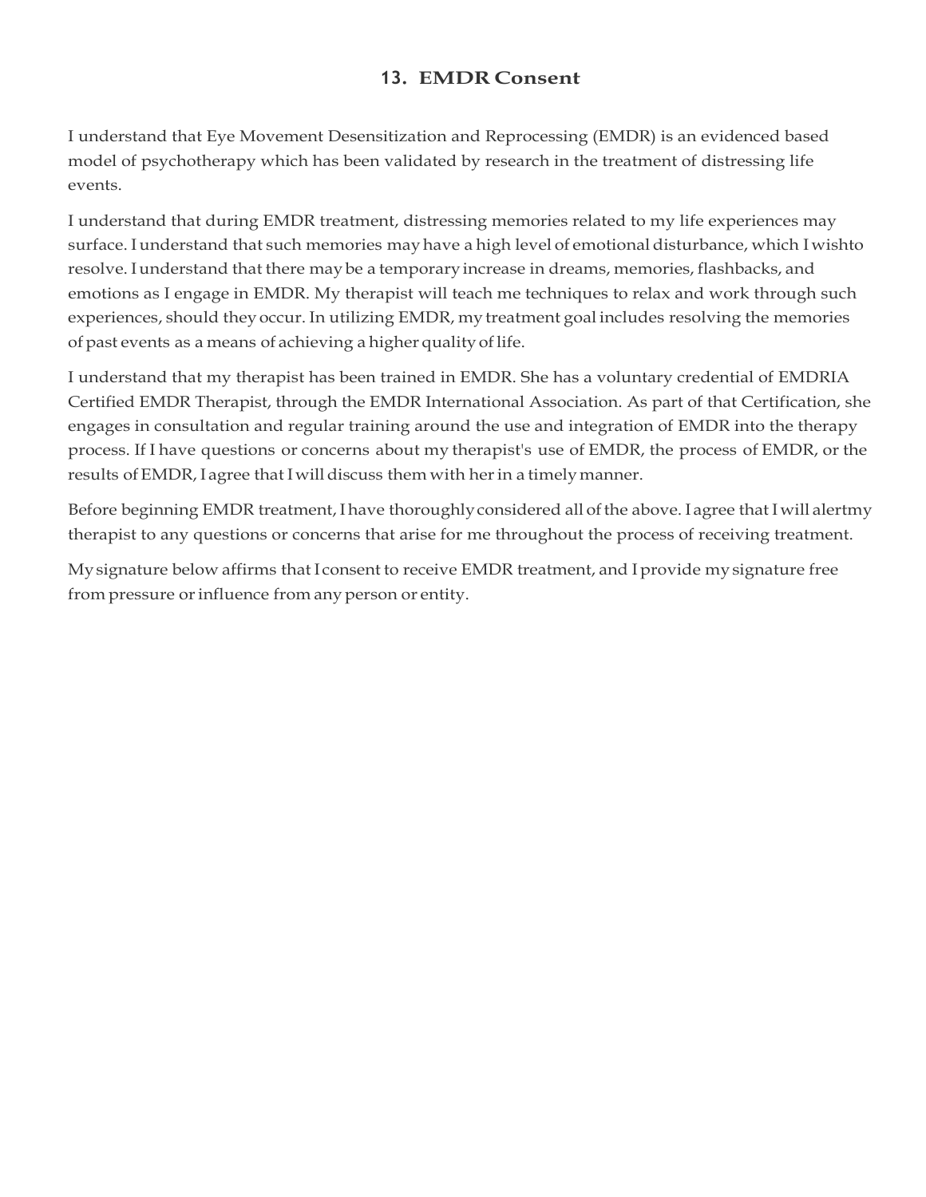## 13. EMDR Consent

I understand that Eye Movement Desensitization and Reprocessing (EMDR) is an evidenced based model of psychotherapy which has been validated by research in the treatment of distressing life events.

I understand that during EMDR treatment, distressing memories related to my life experiences may surface. I understand that such memories may have a high level of emotional disturbance, which I wishto resolve. I understand that there may be a temporary increase in dreams, memories, flashbacks, and emotions as I engage in EMDR. My therapist will teach me techniques to relax and work through such experiences, should they occur. In utilizing EMDR, my treatment goal includes resolving the memories of past events as a means of achieving a higher quality of life.

I understand that my therapist has been trained in EMDR. She has a voluntary credential of EMDRIA Certified EMDR Therapist, through the EMDR International Association. As part of that Certification, she engages in consultation and regular training around the use and integration of EMDR into the therapy process. If I have questions or concerns about my therapist's use of EMDR, the process of EMDR, or the results of EMDR, I agree that I will discuss them with her in a timely manner.

Before beginning EMDR treatment, I have thoroughly considered all of the above. I agree that I will alertmy therapist to any questions or concerns that arise for me throughout the process of receiving treatment.

My signature below affirms that I consent to receive EMDR treatment, and I provide my signature free from pressure or influence from any person or entity.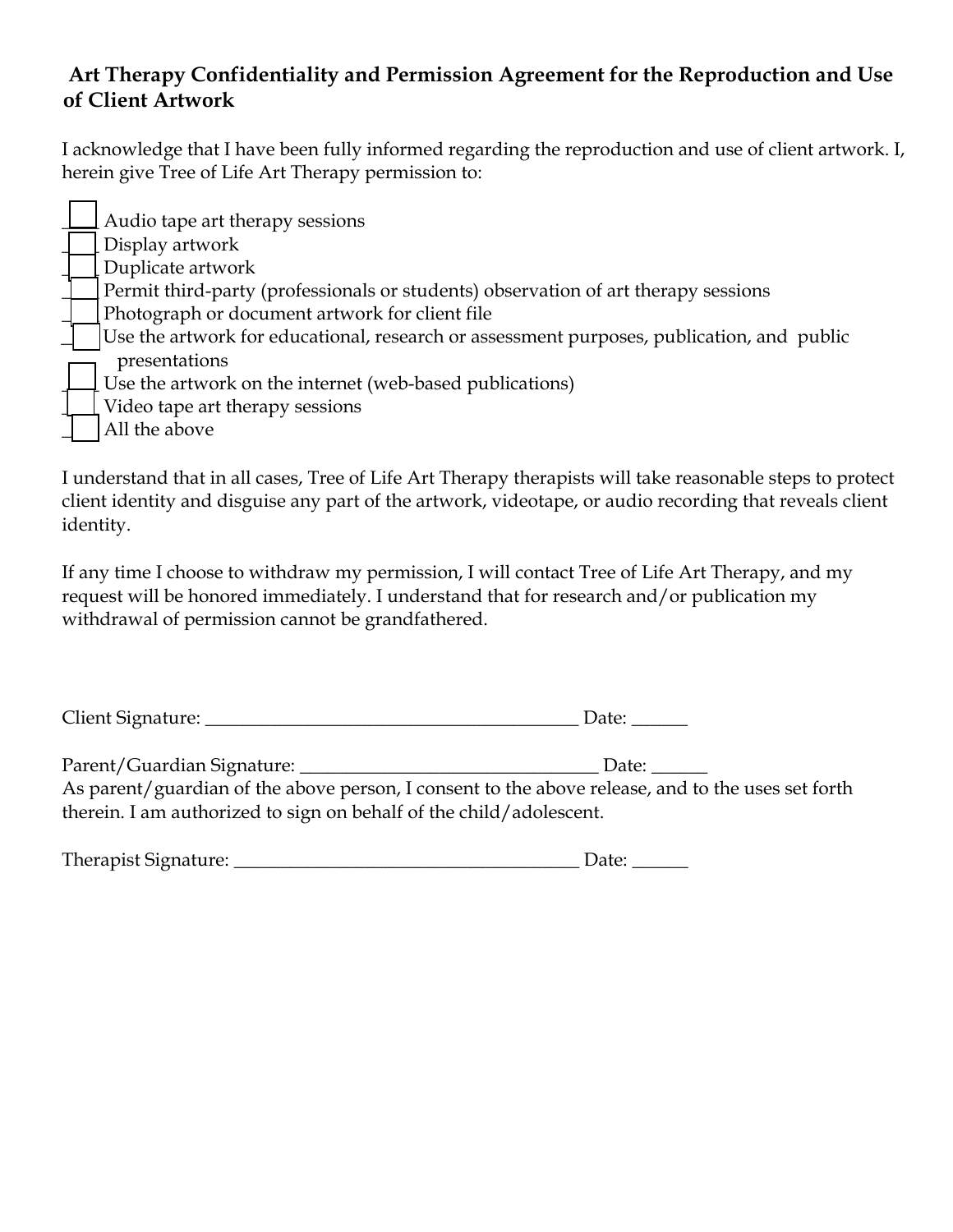## Art Therapy Confidentiality and Permission Agreement for the Reproduction and Use of Client Artwork

I acknowledge that I have been fully informed regarding the reproduction and use of client artwork. I, herein give Tree of Life Art Therapy permission to:

- [ ] Audio tape art therapy sessions
- [ ] Display artwork
- [ ] Duplicate artwork
- [ ] Permit third-party (professionals or students) observation of art therapy sessions
- [ ] Photograph or document artwork for client file
- [ ] Use the artwork for educational, research or assessment purposes, publication, and public presentations
- [ ] Use the artwork on the internet (web-based publications)
- [ ] Video tape art therapy sessions
- [ ] All the above

I understand that in all cases, Tree of Life Art Therapy therapists will take reasonable steps to protect client identity and disguise any part of the artwork, videotape, or audio recording that reveals client identity.

If any time I choose to withdraw my permission, I will contact Tree of Life Art Therapy, and my request will be honored immediately. I understand that for research and/or publication my withdrawal of permission cannot be grandfathered.

Client Signature: ________________________________________ Date: ______

Parent/Guardian Signature: ________________________________ Date: ______

As parent/guardian of the above person, I consent to the above release, and to the uses set forth therein. I am authorized to sign on behalf of the child/adolescent.

Therapist Signature: _____________________________________ Date: ______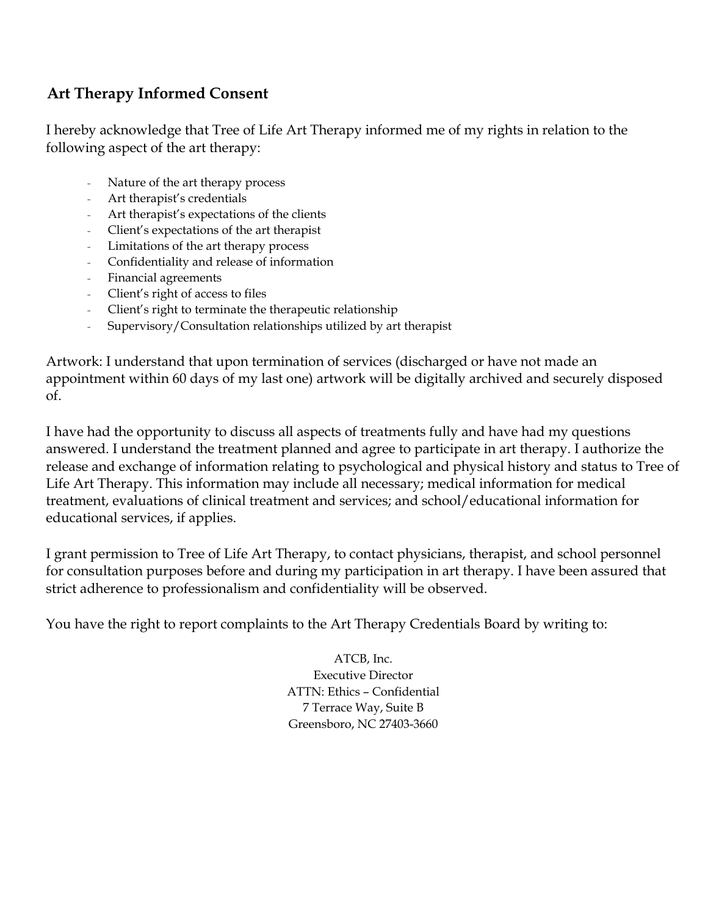## Art Therapy Informed Consent

I hereby acknowledge that Tree of Life Art Therapy informed me of my rights in relation to the following aspect of the art therapy:

- Nature of the art therapy process
- Art therapist's credentials
- Art therapist's expectations of the clients
- Client's expectations of the art therapist
- Limitations of the art therapy process
- Confidentiality and release of information
- Financial agreements
- Client's right of access to files
- Client's right to terminate the therapeutic relationship
- Supervisory/Consultation relationships utilized by art therapist

Artwork: I understand that upon termination of services (discharged or have not made an appointment within 60 days of my last one) artwork will be digitally archived and securely disposed of.

I have had the opportunity to discuss all aspects of treatments fully and have had my questions answered. I understand the treatment planned and agree to participate in art therapy. I authorize the release and exchange of information relating to psychological and physical history and status to Tree of Life Art Therapy. This information may include all necessary; medical information for medical treatment, evaluations of clinical treatment and services; and school/educational information for educational services, if applies.

I grant permission to Tree of Life Art Therapy, to contact physicians, therapist, and school personnel for consultation purposes before and during my participation in art therapy. I have been assured that strict adherence to professionalism and confidentiality will be observed.

You have the right to report complaints to the Art Therapy Credentials Board by writing to:

ATCB, Inc.  
Executive Director  
ATTN: Ethics – Confidential  
7 Terrace Way, Suite B  
Greensboro, NC 27403-3660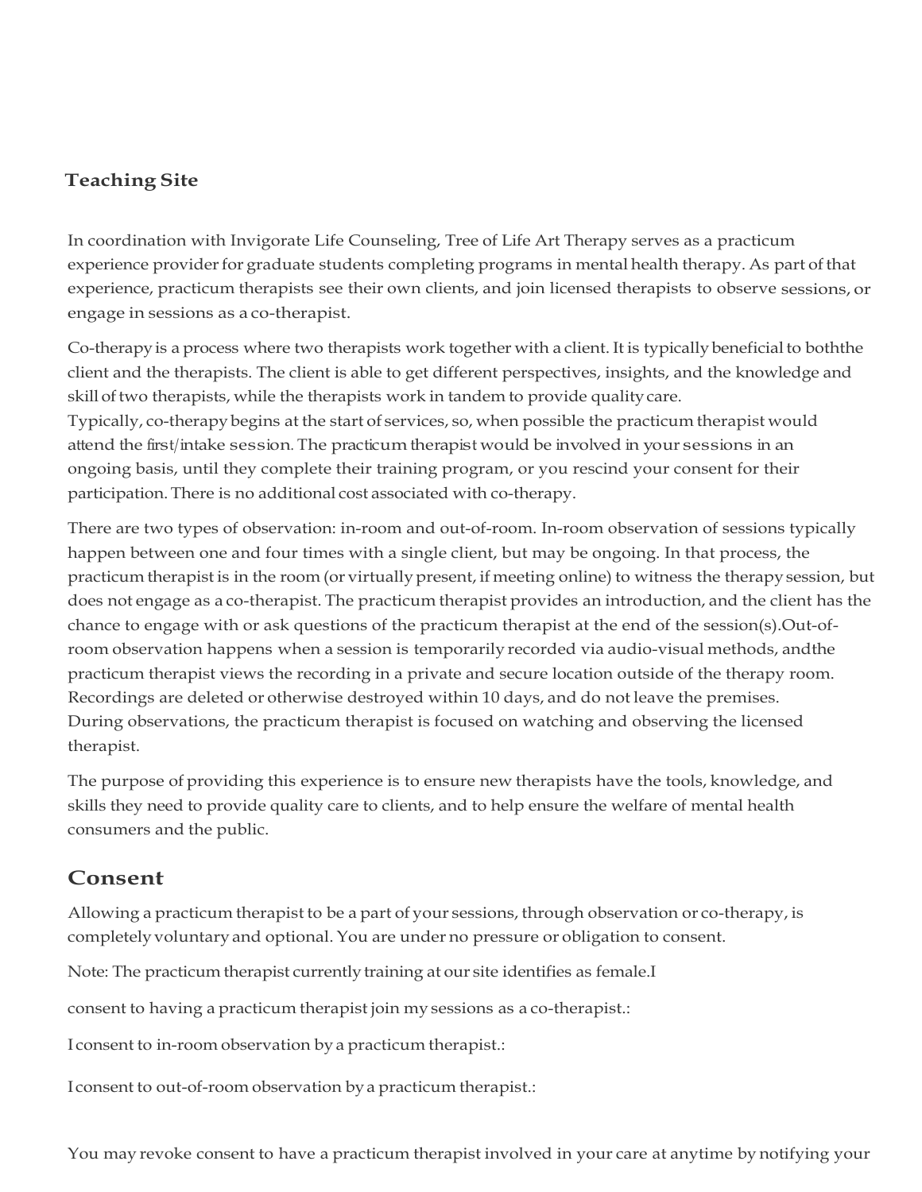**Teaching Site**

In coordination with Invigorate Life Counseling, Tree of Life Art Therapy serves as a practicum experience provider for graduate students completing programs in mental health therapy. As part of that experience, practicum therapists see their own clients, and join licensed therapists to observe sessions, or engage in sessions as a co-therapist.

Co-therapy is a process where two therapists work together with a client. It is typically beneficial to boththe client and the therapists. The client is able to get different perspectives, insights, and the knowledge and skill of two therapists, while the therapists work in tandem to provide quality care.
Typically, co-therapy begins at the start of services, so, when possible the practicum therapist would attend the first/intake session. The practicum therapist would be involved in your sessions in an ongoing basis, until they complete their training program, or you rescind your consent for their participation. There is no additional cost associated with co-therapy.

There are two types of observation: in-room and out-of-room. In-room observation of sessions typically happen between one and four times with a single client, but may be ongoing. In that process, the practicum therapist is in the room (or virtually present, if meeting online) to witness the therapy session, but does not engage as a co-therapist. The practicum therapist provides an introduction, and the client has the chance to engage with or ask questions of the practicum therapist at the end of the session(s).Out-of-room observation happens when a session is temporarily recorded via audio-visual methods, andthe practicum therapist views the recording in a private and secure location outside of the therapy room. Recordings are deleted or otherwise destroyed within 10 days, and do not leave the premises.
During observations, the practicum therapist is focused on watching and observing the licensed therapist.

The purpose of providing this experience is to ensure new therapists have the tools, knowledge, and skills they need to provide quality care to clients, and to help ensure the welfare of mental health consumers and the public.

## Consent

Allowing a practicum therapist to be a part of your sessions, through observation or co-therapy, is completely voluntary and optional. You are under no pressure or obligation to consent.

Note: The practicum therapist currently training at our site identifies as female.

I consent to having a practicum therapist join my sessions as a co-therapist.:

I consent to in-room observation by a practicum therapist.:

I consent to out-of-room observation by a practicum therapist.:

You may revoke consent to have a practicum therapist involved in your care at anytime by notifying your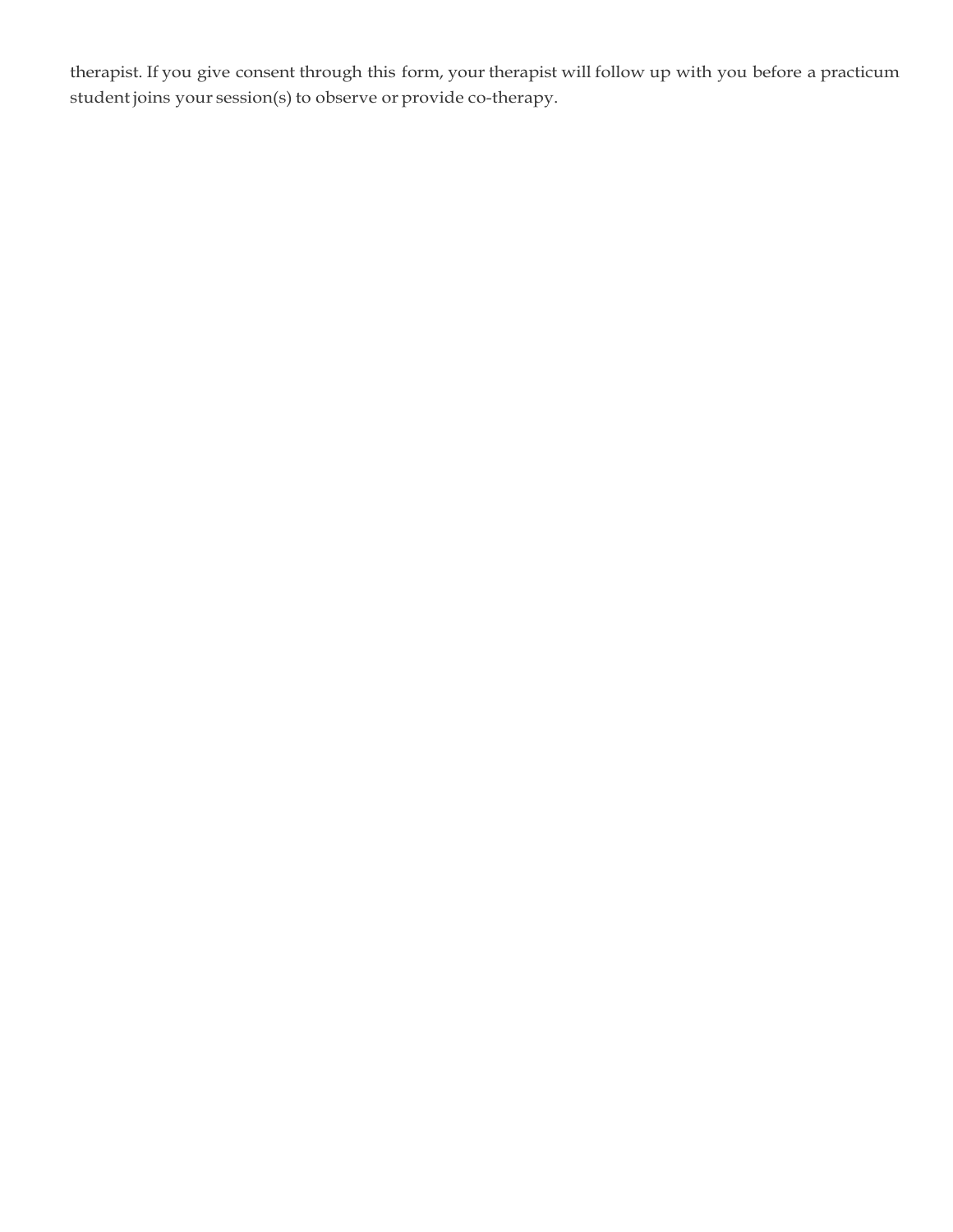therapist. If you give consent through this form, your therapist will follow up with you before a practicum student joins your session(s) to observe or provide co-therapy.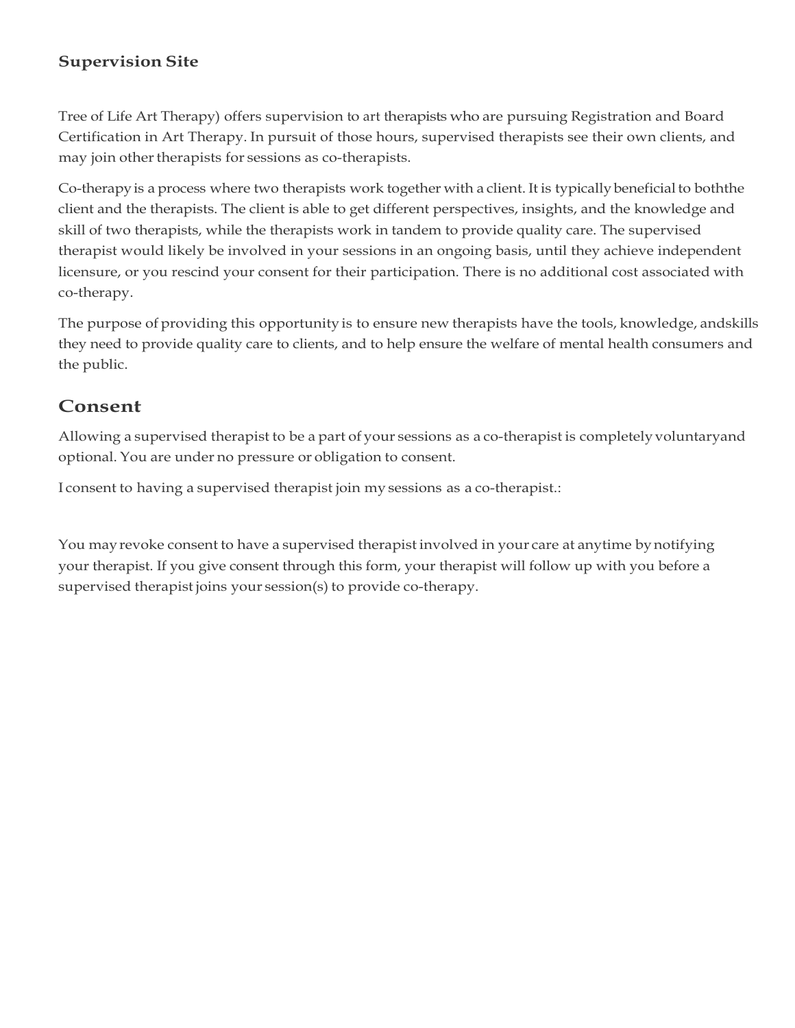### Supervision Site

Tree of Life Art Therapy) offers supervision to art therapists who are pursuing Registration and Board Certification in Art Therapy. In pursuit of those hours, supervised therapists see their own clients, and may join other therapists for sessions as co-therapists.

Co-therapy is a process where two therapists work together with a client. It is typically beneficial to boththe client and the therapists. The client is able to get different perspectives, insights, and the knowledge and skill of two therapists, while the therapists work in tandem to provide quality care. The supervised therapist would likely be involved in your sessions in an ongoing basis, until they achieve independent licensure, or you rescind your consent for their participation. There is no additional cost associated with co-therapy.

The purpose of providing this opportunity is to ensure new therapists have the tools, knowledge, andskills they need to provide quality care to clients, and to help ensure the welfare of mental health consumers and the public.

## Consent

Allowing a supervised therapist to be a part of your sessions as a co-therapist is completely voluntaryand optional. You are under no pressure or obligation to consent.

I consent to having a supervised therapist join my sessions as a co-therapist.:

You may revoke consent to have a supervised therapist involved in your care at anytime by notifying your therapist. If you give consent through this form, your therapist will follow up with you before a supervised therapist joins your session(s) to provide co-therapy.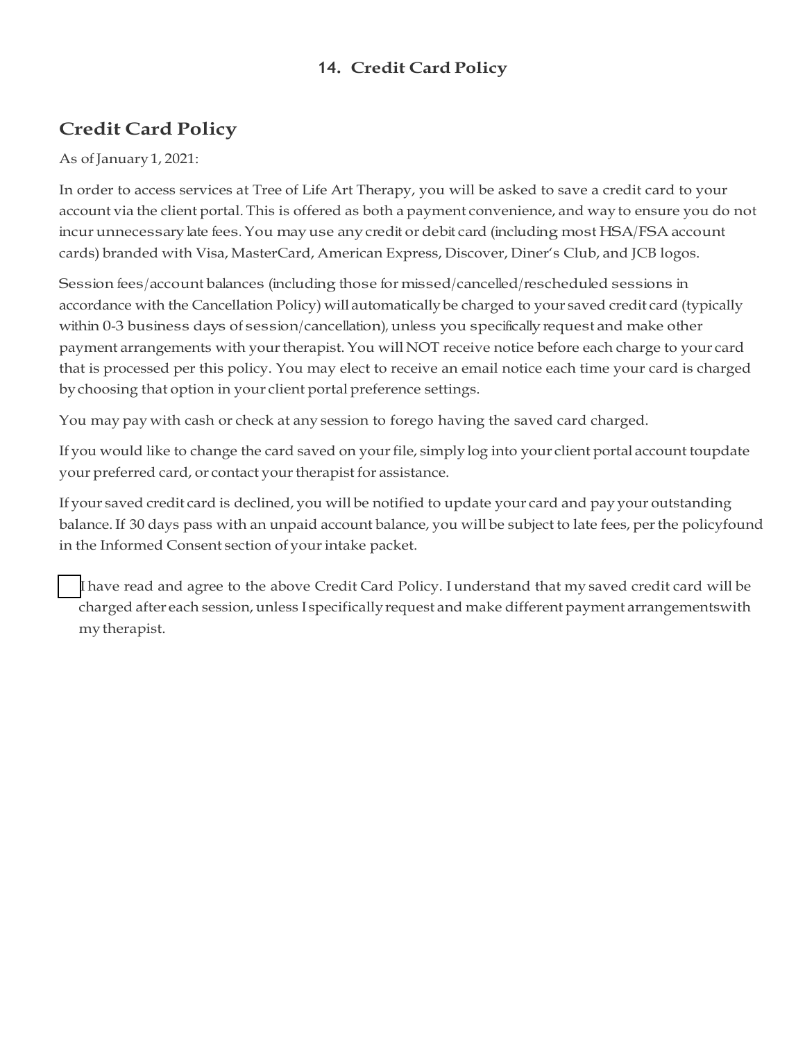### 14. Credit Card Policy

## Credit Card Policy

As of January 1, 2021:

In order to access services at Tree of Life Art Therapy, you will be asked to save a credit card to your account via the client portal. This is offered as both a payment convenience, and way to ensure you do not incur unnecessary late fees. You may use any credit or debit card (including most HSA/FSA account cards) branded with Visa, MasterCard, American Express, Discover, Diner's Club, and JCB logos.

Session fees/account balances (including those for missed/cancelled/rescheduled sessions in accordance with the Cancellation Policy) will automatically be charged to your saved credit card (typically within 0-3 business days of session/cancellation), unless you specifically request and make other payment arrangements with your therapist. You will NOT receive notice before each charge to your card that is processed per this policy. You may elect to receive an email notice each time your card is charged by choosing that option in your client portal preference settings.

You may pay with cash or check at any session to forego having the saved card charged.

If you would like to change the card saved on your file, simply log into your client portal account toupdate your preferred card, or contact your therapist for assistance.

If your saved credit card is declined, you will be notified to update your card and pay your outstanding balance. If 30 days pass with an unpaid account balance, you will be subject to late fees, per the policyfound in the Informed Consent section of your intake packet.

☐ I have read and agree to the above Credit Card Policy. I understand that my saved credit card will be charged after each session, unless I specifically request and make different payment arrangementswith my therapist.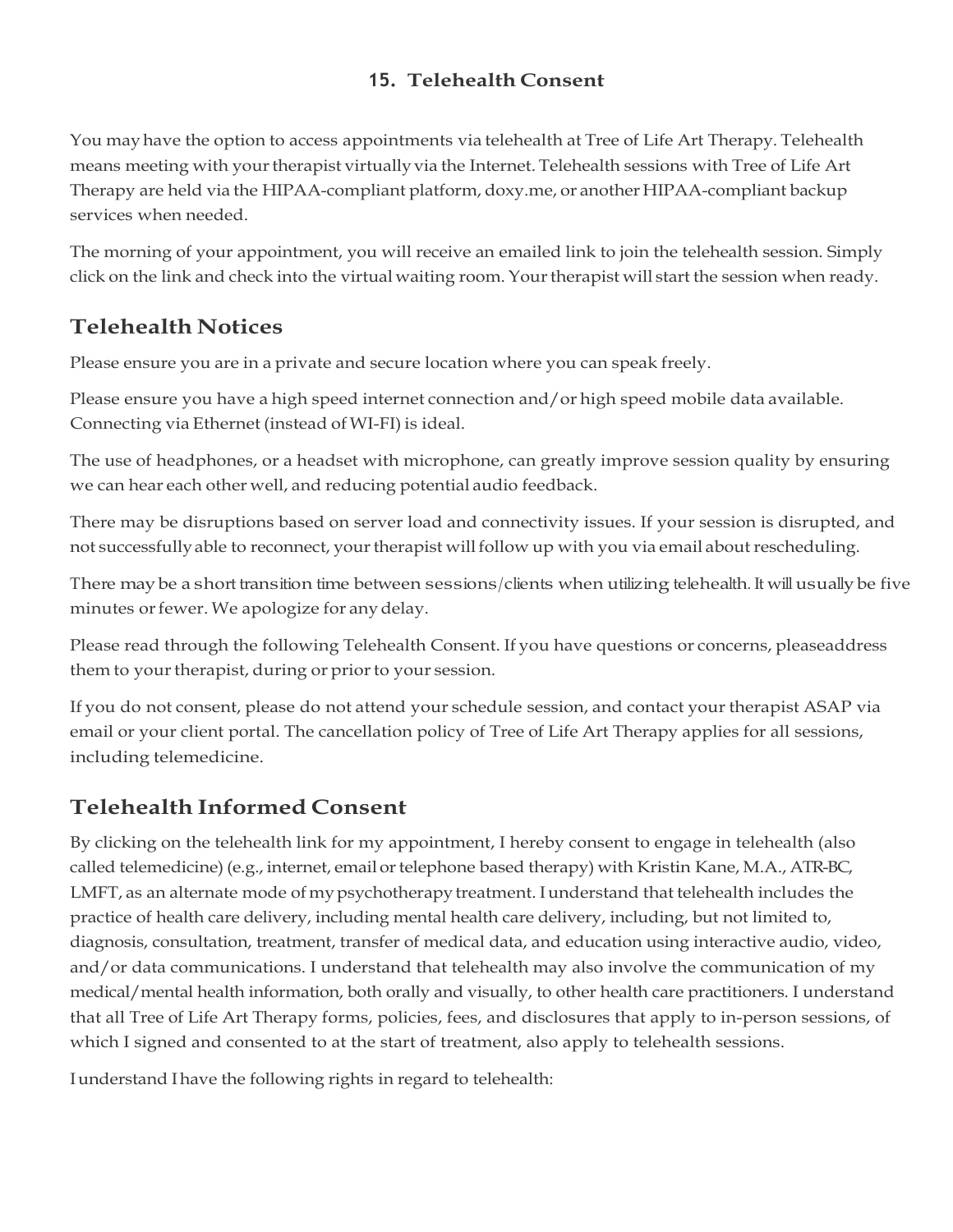## 15. Telehealth Consent

You may have the option to access appointments via telehealth at Tree of Life Art Therapy. Telehealth means meeting with your therapist virtually via the Internet. Telehealth sessions with Tree of Life Art Therapy are held via the HIPAA-compliant platform, doxy.me, or another HIPAA-compliant backup services when needed.

The morning of your appointment, you will receive an emailed link to join the telehealth session. Simply click on the link and check into the virtual waiting room. Your therapist will start the session when ready.

## Telehealth Notices

Please ensure you are in a private and secure location where you can speak freely.

Please ensure you have a high speed internet connection and/or high speed mobile data available. Connecting via Ethernet (instead of WI-FI) is ideal.

The use of headphones, or a headset with microphone, can greatly improve session quality by ensuring we can hear each other well, and reducing potential audio feedback.

There may be disruptions based on server load and connectivity issues. If your session is disrupted, and not successfully able to reconnect, your therapist will follow up with you via email about rescheduling.

There may be a short transition time between sessions/clients when utilizing telehealth. It will usually be five minutes or fewer. We apologize for any delay.

Please read through the following Telehealth Consent. If you have questions or concerns, pleaseaddress them to your therapist, during or prior to your session.

If you do not consent, please do not attend your schedule session, and contact your therapist ASAP via email or your client portal. The cancellation policy of Tree of Life Art Therapy applies for all sessions, including telemedicine.

## Telehealth Informed Consent

By clicking on the telehealth link for my appointment, I hereby consent to engage in telehealth (also called telemedicine) (e.g., internet, email or telephone based therapy) with Kristin Kane, M.A., ATR-BC, LMFT, as an alternate mode of my psychotherapy treatment. I understand that telehealth includes the practice of health care delivery, including mental health care delivery, including, but not limited to, diagnosis, consultation, treatment, transfer of medical data, and education using interactive audio, video, and/or data communications. I understand that telehealth may also involve the communication of my medical/mental health information, both orally and visually, to other health care practitioners. I understand that all Tree of Life Art Therapy forms, policies, fees, and disclosures that apply to in-person sessions, of which I signed and consented to at the start of treatment, also apply to telehealth sessions.

I understand I have the following rights in regard to telehealth: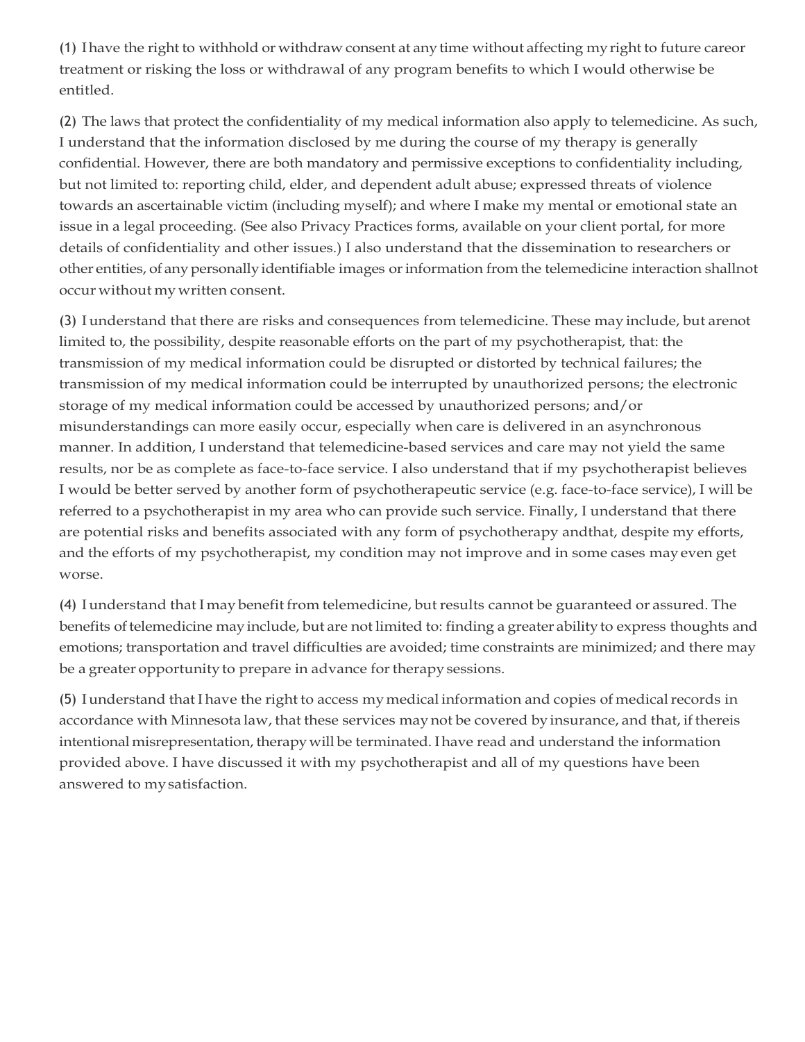(1) I have the right to withhold or withdraw consent at any time without affecting my right to future careor treatment or risking the loss or withdrawal of any program benefits to which I would otherwise be entitled.

(2) The laws that protect the confidentiality of my medical information also apply to telemedicine. As such, I understand that the information disclosed by me during the course of my therapy is generally confidential. However, there are both mandatory and permissive exceptions to confidentiality including, but not limited to: reporting child, elder, and dependent adult abuse; expressed threats of violence towards an ascertainable victim (including myself); and where I make my mental or emotional state an issue in a legal proceeding. (See also Privacy Practices forms, available on your client portal, for more details of confidentiality and other issues.) I also understand that the dissemination to researchers or other entities, of any personally identifiable images or information from the telemedicine interaction shallnot occur without my written consent.

(3) I understand that there are risks and consequences from telemedicine. These may include, but arenot limited to, the possibility, despite reasonable efforts on the part of my psychotherapist, that: the transmission of my medical information could be disrupted or distorted by technical failures; the transmission of my medical information could be interrupted by unauthorized persons; the electronic storage of my medical information could be accessed by unauthorized persons; and/or misunderstandings can more easily occur, especially when care is delivered in an asynchronous manner. In addition, I understand that telemedicine-based services and care may not yield the same results, nor be as complete as face-to-face service. I also understand that if my psychotherapist believes I would be better served by another form of psychotherapeutic service (e.g. face-to-face service), I will be referred to a psychotherapist in my area who can provide such service. Finally, I understand that there are potential risks and benefits associated with any form of psychotherapy andthat, despite my efforts, and the efforts of my psychotherapist, my condition may not improve and in some cases may even get worse.

(4) I understand that I may benefit from telemedicine, but results cannot be guaranteed or assured. The benefits of telemedicine may include, but are not limited to: finding a greater ability to express thoughts and emotions; transportation and travel difficulties are avoided; time constraints are minimized; and there may be a greater opportunity to prepare in advance for therapy sessions.

(5) I understand that I have the right to access my medical information and copies of medical records in accordance with Minnesota law, that these services may not be covered by insurance, and that, if thereis intentional misrepresentation, therapy will be terminated. I have read and understand the information provided above. I have discussed it with my psychotherapist and all of my questions have been answered to my satisfaction.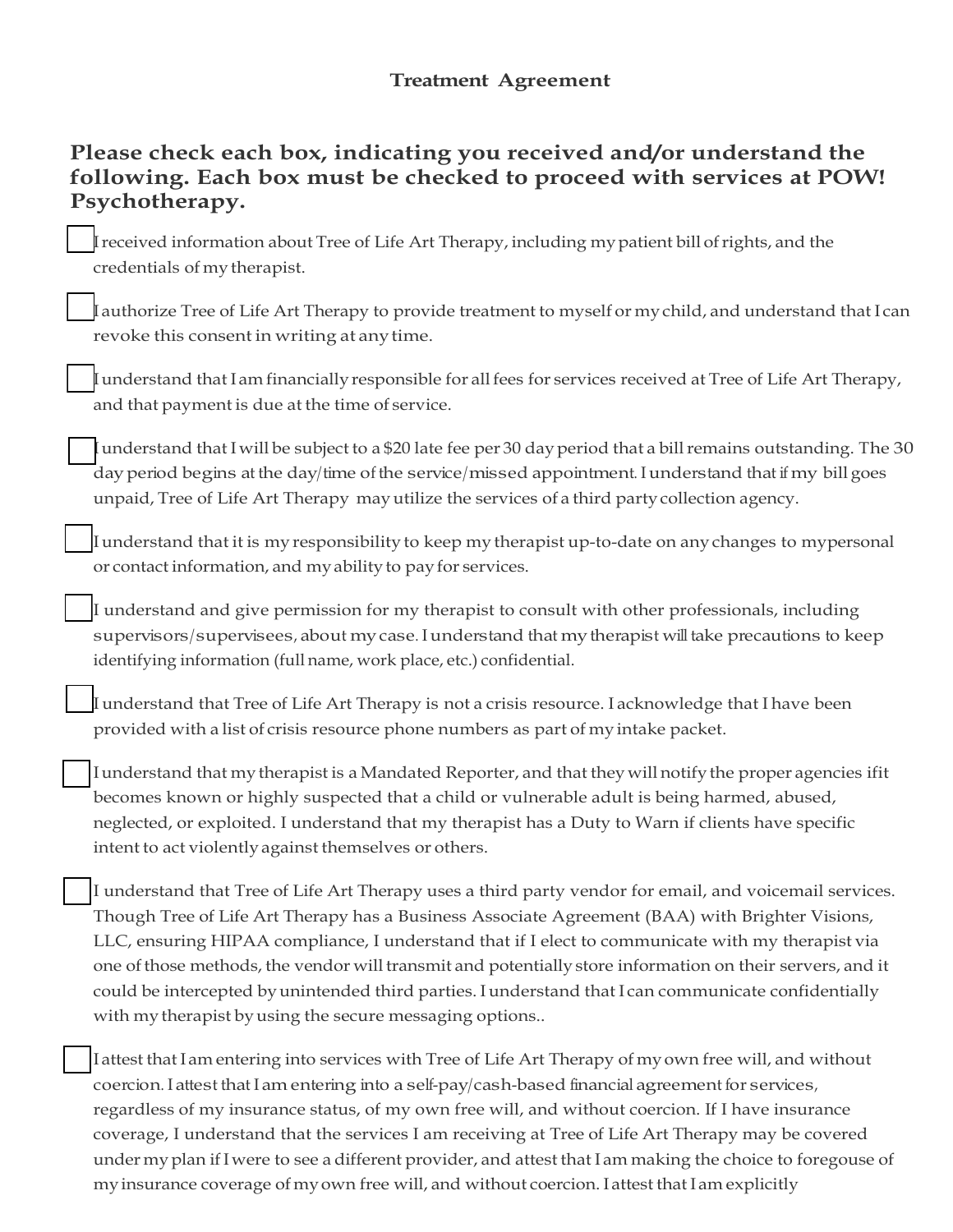# Treatment Agreement

**Please check each box, indicating you received and/or understand the following. Each box must be checked to proceed with services at POW! Psychotherapy.**

- [ ] I received information about Tree of Life Art Therapy, including my patient bill of rights, and the credentials of my therapist.

- [ ] I authorize Tree of Life Art Therapy to provide treatment to myself or my child, and understand that I can revoke this consent in writing at any time.

- [ ] I understand that I am financially responsible for all fees for services received at Tree of Life Art Therapy, and that payment is due at the time of service.

- [ ] I understand that I will be subject to a $20 late fee per 30 day period that a bill remains outstanding. The 30 day period begins at the day/time of the service/missed appointment. I understand that if my bill goes unpaid, Tree of Life Art Therapy may utilize the services of a third party collection agency.

- [ ] I understand that it is my responsibility to keep my therapist up-to-date on any changes to mypersonal or contact information, and my ability to pay for services.

- [ ] I understand and give permission for my therapist to consult with other professionals, including supervisors/supervisees, about my case. I understand that my therapist will take precautions to keep identifying information (full name, work place, etc.) confidential.

- [ ] I understand that Tree of Life Art Therapy is not a crisis resource. I acknowledge that I have been provided with a list of crisis resource phone numbers as part of my intake packet.

- [ ] I understand that my therapist is a Mandated Reporter, and that they will notify the proper agencies ifit becomes known or highly suspected that a child or vulnerable adult is being harmed, abused, neglected, or exploited. I understand that my therapist has a Duty to Warn if clients have specific intent to act violently against themselves or others.

- [ ] I understand that Tree of Life Art Therapy uses a third party vendor for email, and voicemail services. Though Tree of Life Art Therapy has a Business Associate Agreement (BAA) with Brighter Visions, LLC, ensuring HIPAA compliance, I understand that if I elect to communicate with my therapist via one of those methods, the vendor will transmit and potentially store information on their servers, and it could be intercepted by unintended third parties. I understand that I can communicate confidentially with my therapist by using the secure messaging options..

- [ ] I attest that I am entering into services with Tree of Life Art Therapy of my own free will, and without coercion. I attest that I am entering into a self-pay/cash-based financial agreement for services, regardless of my insurance status, of my own free will, and without coercion. If I have insurance coverage, I understand that the services I am receiving at Tree of Life Art Therapy may be covered under my plan if I were to see a different provider, and attest that I am making the choice to foregouse of my insurance coverage of my own free will, and without coercion. I attest that I am explicitly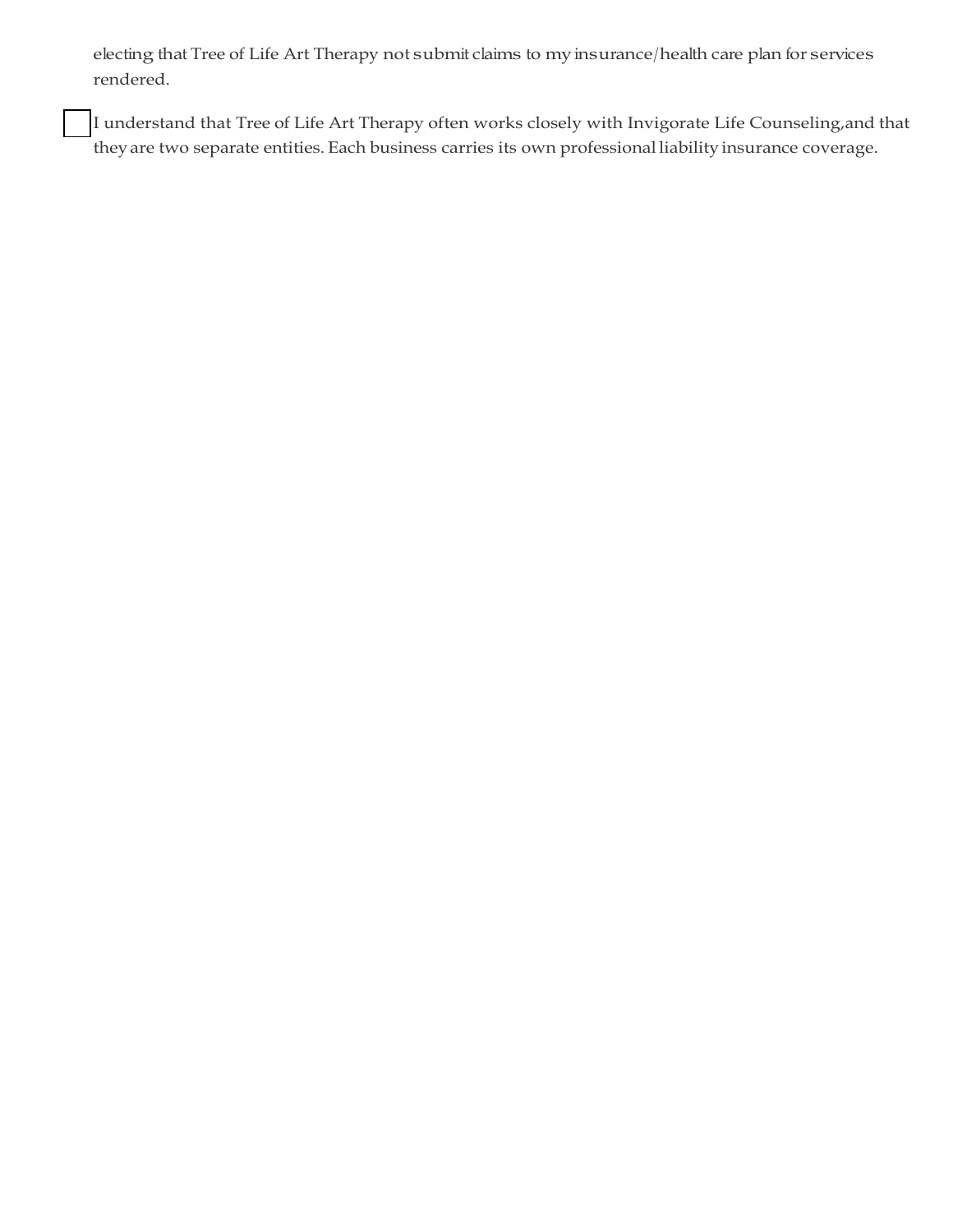electing that Tree of Life Art Therapy not submit claims to my insurance/health care plan for services rendered.

☐ I understand that Tree of Life Art Therapy often works closely with Invigorate Life Counseling,and that they are two separate entities. Each business carries its own professional liability insurance coverage.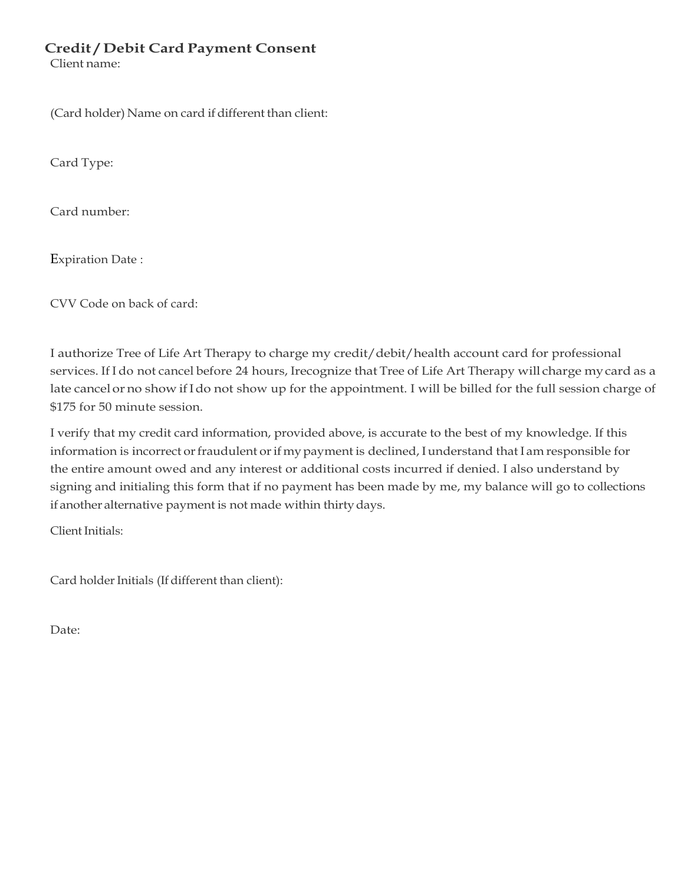## Credit / Debit Card Payment Consent

Client name:

(Card holder) Name on card if different than client:

Card Type:

Card number:

Expiration Date :

CVV Code on back of card:

I authorize Tree of Life Art Therapy to charge my credit/debit/health account card for professional services. If I do not cancel before 24 hours, Irecognize that Tree of Life Art Therapy will charge my card as a late cancel or no show if I do not show up for the appointment. I will be billed for the full session charge of $175 for 50 minute session.

I verify that my credit card information, provided above, is accurate to the best of my knowledge. If this information is incorrect or fraudulent or if my payment is declined, I understand that I am responsible for the entire amount owed and any interest or additional costs incurred if denied. I also understand by signing and initialing this form that if no payment has been made by me, my balance will go to collections if another alternative payment is not made within thirty days.

Client Initials:

Card holder Initials (If different than client):

Date: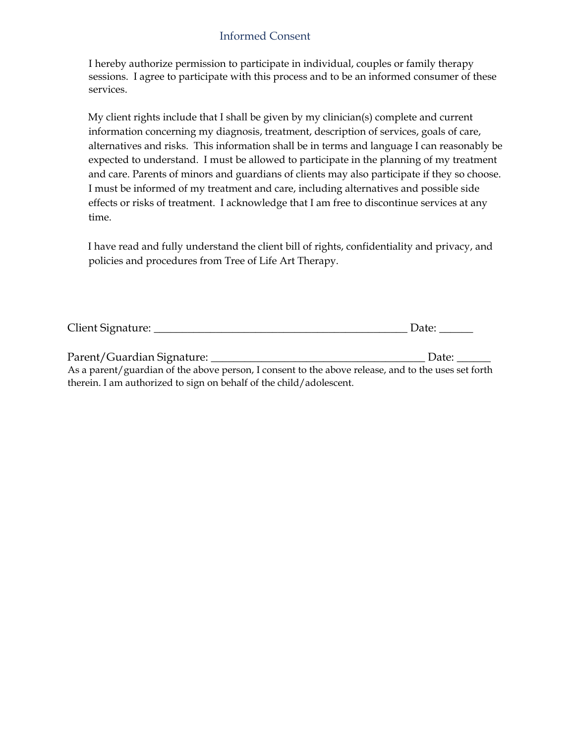# Informed Consent

I hereby authorize permission to participate in individual, couples or family therapy sessions. I agree to participate with this process and to be an informed consumer of these services.

My client rights include that I shall be given by my clinician(s) complete and current information concerning my diagnosis, treatment, description of services, goals of care, alternatives and risks. This information shall be in terms and language I can reasonably be expected to understand. I must be allowed to participate in the planning of my treatment and care. Parents of minors and guardians of clients may also participate if they so choose. I must be informed of my treatment and care, including alternatives and possible side effects or risks of treatment. I acknowledge that I am free to discontinue services at any time.

I have read and fully understand the client bill of rights, confidentiality and privacy, and policies and procedures from Tree of Life Art Therapy.

Client Signature: _______________________________________________ Date: ______

Parent/Guardian Signature: ________________________________________ Date: ______

As a parent/guardian of the above person, I consent to the above release, and to the uses set forth therein. I am authorized to sign on behalf of the child/adolescent.